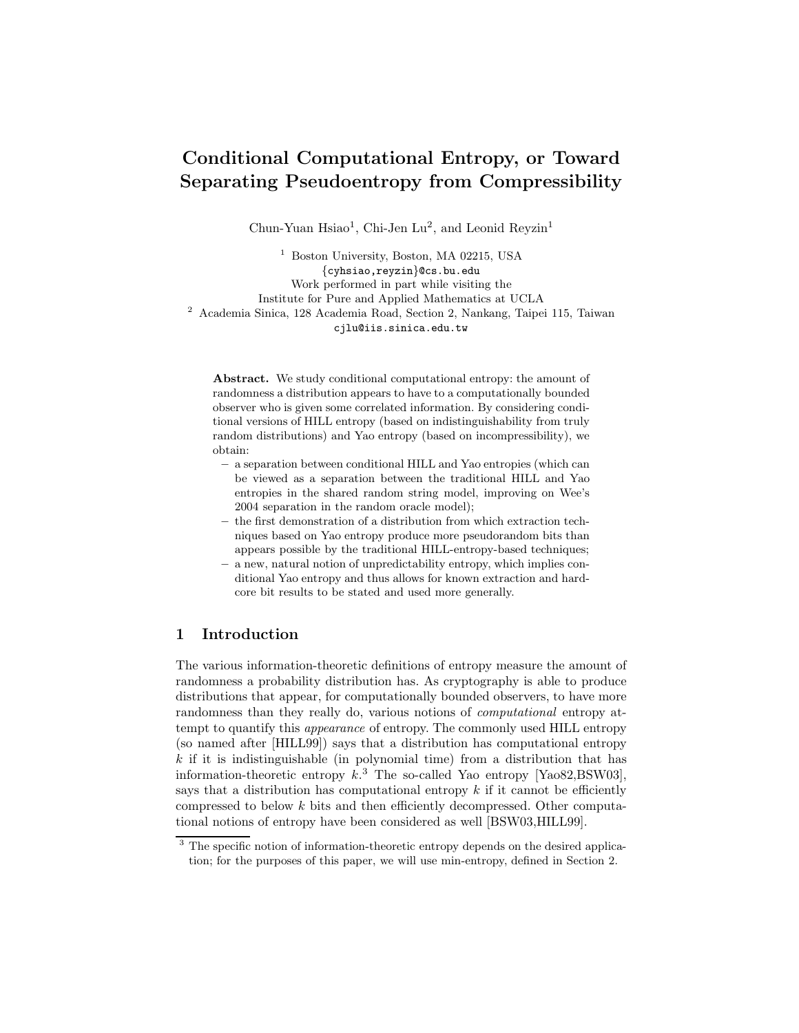# Conditional Computational Entropy, or Toward Separating Pseudoentropy from Compressibility

Chun-Yuan Hsiao[1], Chi-Jen Lu[2], and Leonid Reyzin[1]

[1] Boston University, Boston, MA 02215, USA
{cyhsiao,reyzin}@cs.bu.edu
Work performed in part while visiting the
Institute for Pure and Applied Mathematics at UCLA

[2] Academia Sinica, 128 Academia Road, Section 2, Nankang, Taipei 115, Taiwan
cjlu@iis.sinica.edu.tw

**Abstract.** We study conditional computational entropy: the amount of randomness a distribution appears to have to a computationally bounded observer who is given some correlated information. By considering conditional versions of HILL entropy (based on indistinguishability from truly random distributions) and Yao entropy (based on incompressibility), we obtain:

- a separation between conditional HILL and Yao entropies (which can be viewed as a separation between the traditional HILL and Yao entropies in the shared random string model, improving on Wee's 2004 separation in the random oracle model);
- the first demonstration of a distribution from which extraction techniques based on Yao entropy produce more pseudorandom bits than appears possible by the traditional HILL-entropy-based techniques;
- a new, natural notion of unpredictability entropy, which implies conditional Yao entropy and thus allows for known extraction and hard-core bit results to be stated and used more generally.

## 1 Introduction

The various information-theoretic definitions of entropy measure the amount of randomness a probability distribution has. As cryptography is able to produce distributions that appear, for computationally bounded observers, to have more randomness than they really do, various notions of *computational* entropy attempt to quantify this *appearance* of entropy. The commonly used HILL entropy (so named after [HILL99]) says that a distribution has computational entropy $k$ if it is indistinguishable (in polynomial time) from a distribution that has information-theoretic entropy $k$.[3] The so-called Yao entropy [Yao82,BSW03], says that a distribution has computational entropy $k$ if it cannot be efficiently compressed to below $k$ bits and then efficiently decompressed. Other computational notions of entropy have been considered as well [BSW03,HILL99].

[3] The specific notion of information-theoretic entropy depends on the desired application; for the purposes of this paper, we will use min-entropy, defined in Section 2.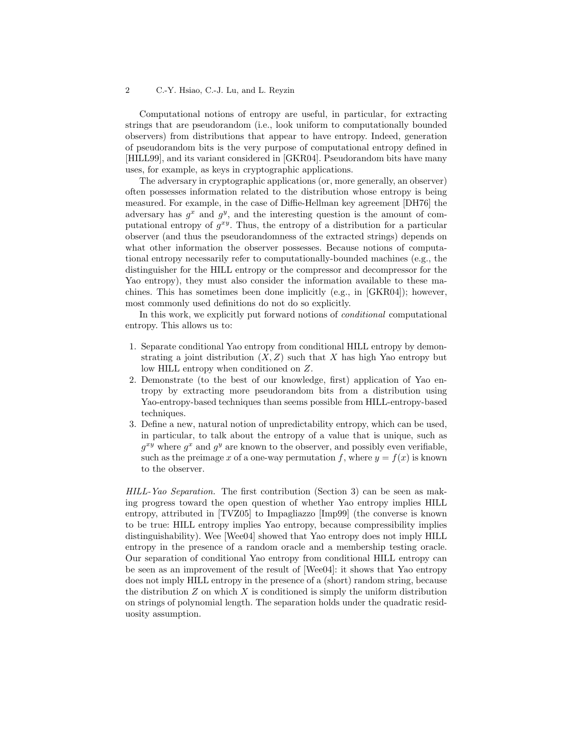Computational notions of entropy are useful, in particular, for extracting strings that are pseudorandom (i.e., look uniform to computationally bounded observers) from distributions that appear to have entropy. Indeed, generation of pseudorandom bits is the very purpose of computational entropy defined in [HILL99], and its variant considered in [GKR04]. Pseudorandom bits have many uses, for example, as keys in cryptographic applications.

The adversary in cryptographic applications (or, more generally, an observer) often possesses information related to the distribution whose entropy is being measured. For example, in the case of Diffie-Hellman key agreement [DH76] the adversary has $g^x$ and $g^y$, and the interesting question is the amount of computational entropy of $g^{xy}$. Thus, the entropy of a distribution for a particular observer (and thus the pseudorandomness of the extracted strings) depends on what other information the observer possesses. Because notions of computational entropy necessarily refer to computationally-bounded machines (e.g., the distinguisher for the HILL entropy or the compressor and decompressor for the Yao entropy), they must also consider the information available to these machines. This has sometimes been done implicitly (e.g., in [GKR04]); however, most commonly used definitions do not do so explicitly.

In this work, we explicitly put forward notions of *conditional* computational entropy. This allows us to:

1. Separate conditional Yao entropy from conditional HILL entropy by demonstrating a joint distribution $(X, Z)$ such that $X$ has high Yao entropy but low HILL entropy when conditioned on $Z$.
2. Demonstrate (to the best of our knowledge, first) application of Yao entropy by extracting more pseudorandom bits from a distribution using Yao-entropy-based techniques than seems possible from HILL-entropy-based techniques.
3. Define a new, natural notion of unpredictability entropy, which can be used, in particular, to talk about the entropy of a value that is unique, such as $g^{xy}$ where $g^x$ and $g^y$ are known to the observer, and possibly even verifiable, such as the preimage $x$ of a one-way permutation $f$, where $y = f(x)$ is known to the observer.

*HILL-Yao Separation.* The first contribution (Section 3) can be seen as making progress toward the open question of whether Yao entropy implies HILL entropy, attributed in [TVZ05] to Impagliazzo [Imp99] (the converse is known to be true: HILL entropy implies Yao entropy, because compressibility implies distinguishability). Wee [Wee04] showed that Yao entropy does not imply HILL entropy in the presence of a random oracle and a membership testing oracle. Our separation of conditional Yao entropy from conditional HILL entropy can be seen as an improvement of the result of [Wee04]: it shows that Yao entropy does not imply HILL entropy in the presence of a (short) random string, because the distribution $Z$ on which $X$ is conditioned is simply the uniform distribution on strings of polynomial length. The separation holds under the quadratic residuosity assumption.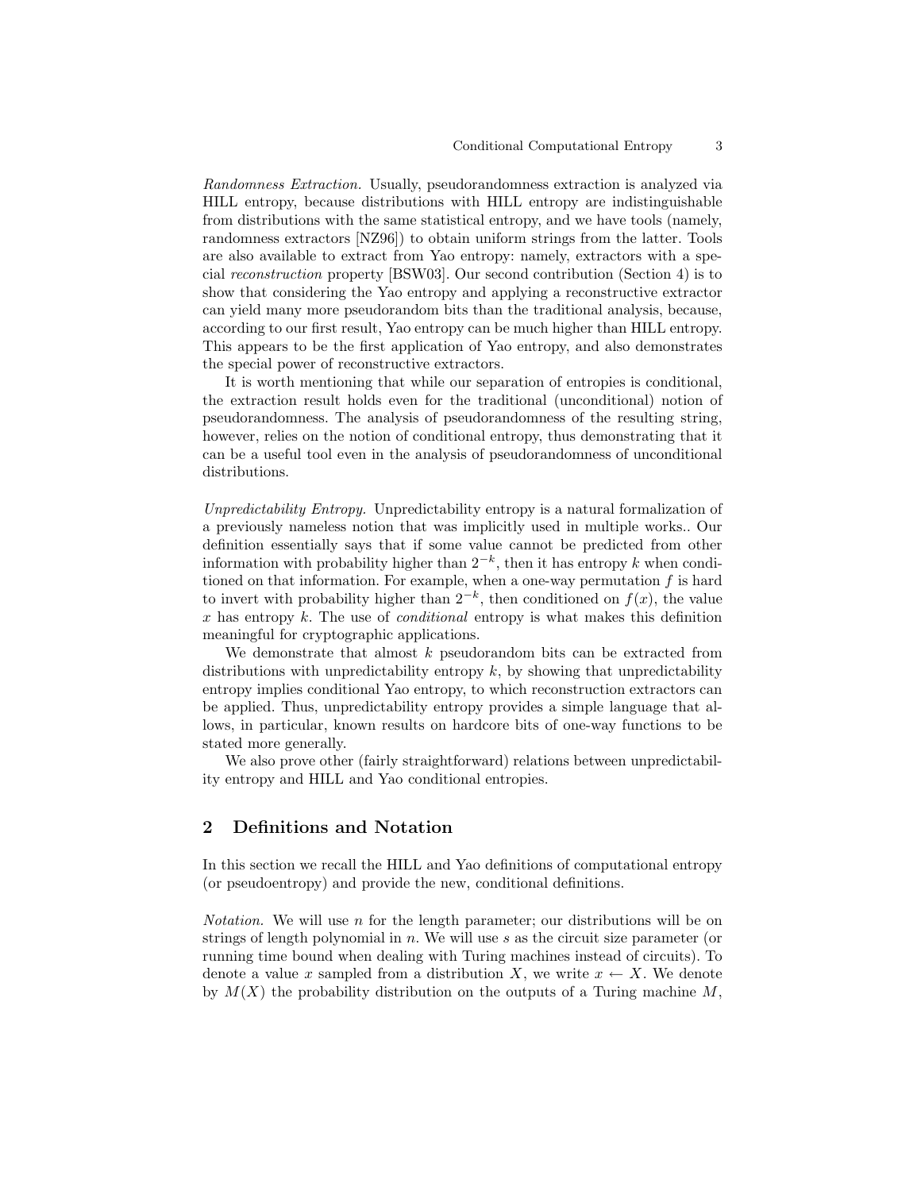*Randomness Extraction.* Usually, pseudorandomness extraction is analyzed via HILL entropy, because distributions with HILL entropy are indistinguishable from distributions with the same statistical entropy, and we have tools (namely, randomness extractors [NZ96]) to obtain uniform strings from the latter. Tools are also available to extract from Yao entropy: namely, extractors with a special *reconstruction* property [BSW03]. Our second contribution (Section 4) is to show that considering the Yao entropy and applying a reconstructive extractor can yield many more pseudorandom bits than the traditional analysis, because, according to our first result, Yao entropy can be much higher than HILL entropy. This appears to be the first application of Yao entropy, and also demonstrates the special power of reconstructive extractors.

It is worth mentioning that while our separation of entropies is conditional, the extraction result holds even for the traditional (unconditional) notion of pseudorandomness. The analysis of pseudorandomness of the resulting string, however, relies on the notion of conditional entropy, thus demonstrating that it can be a useful tool even in the analysis of pseudorandomness of unconditional distributions.

*Unpredictability Entropy.* Unpredictability entropy is a natural formalization of a previously nameless notion that was implicitly used in multiple works.. Our definition essentially says that if some value cannot be predicted from other information with probability higher than $2^{-k}$, then it has entropy $k$ when conditioned on that information. For example, when a one-way permutation $f$ is hard to invert with probability higher than $2^{-k}$, then conditioned on $f(x)$, the value $x$ has entropy $k$. The use of *conditional* entropy is what makes this definition meaningful for cryptographic applications.

We demonstrate that almost $k$ pseudorandom bits can be extracted from distributions with unpredictability entropy $k$, by showing that unpredictability entropy implies conditional Yao entropy, to which reconstruction extractors can be applied. Thus, unpredictability entropy provides a simple language that allows, in particular, known results on hardcore bits of one-way functions to be stated more generally.

We also prove other (fairly straightforward) relations between unpredictability entropy and HILL and Yao conditional entropies.

## 2 Definitions and Notation

In this section we recall the HILL and Yao definitions of computational entropy (or pseudoentropy) and provide the new, conditional definitions.

*Notation.* We will use $n$ for the length parameter; our distributions will be on strings of length polynomial in $n$. We will use $s$ as the circuit size parameter (or running time bound when dealing with Turing machines instead of circuits). To denote a value $x$ sampled from a distribution $X$, we write $x \leftarrow X$. We denote by $M(X)$ the probability distribution on the outputs of a Turing machine $M$,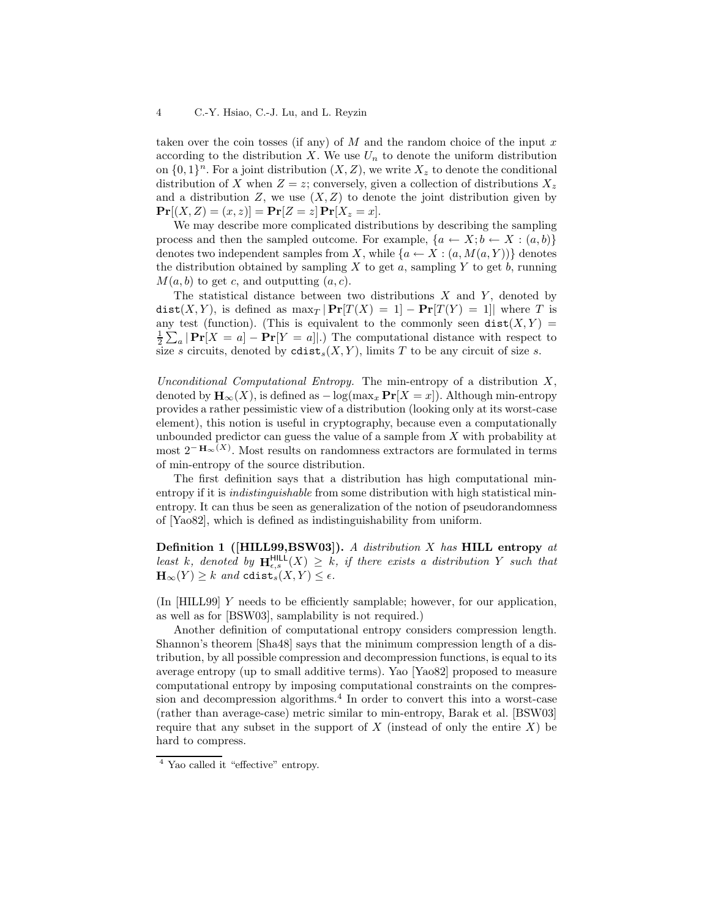taken over the coin tosses (if any) of $M$ and the random choice of the input $x$ according to the distribution $X$. We use $U_n$ to denote the uniform distribution on $\{0,1\}^n$. For a joint distribution $(X, Z)$, we write $X_z$ to denote the conditional distribution of $X$ when $Z = z$; conversely, given a collection of distributions $X_z$ and a distribution $Z$, we use $(X, Z)$ to denote the joint distribution given by $\mathbf{Pr}[(X,Z) = (x,z)] = \mathbf{Pr}[Z = z]\,\mathbf{Pr}[X_z = x]$.

We may describe more complicated distributions by describing the sampling process and then the sampled outcome. For example, $\{a \leftarrow X; b \leftarrow X : (a,b)\}$ denotes two independent samples from $X$, while $\{a \leftarrow X : (a, M(a,Y))\}$ denotes the distribution obtained by sampling $X$ to get $a$, sampling $Y$ to get $b$, running $M(a,b)$ to get $c$, and outputting $(a,c)$.

The statistical distance between two distributions $X$ and $Y$, denoted by $\mathtt{dist}(X,Y)$, is defined as $\max_T |\mathbf{Pr}[T(X) = 1] - \mathbf{Pr}[T(Y) = 1]|$ where $T$ is any test (function). (This is equivalent to the commonly seen $\mathtt{dist}(X,Y) = \frac{1}{2}\sum_a |\mathbf{Pr}[X = a] - \mathbf{Pr}[Y = a]|$.) The computational distance with respect to size $s$ circuits, denoted by $\mathtt{cdist}_s(X,Y)$, limits $T$ to be any circuit of size $s$.

*Unconditional Computational Entropy.* The min-entropy of a distribution $X$, denoted by $\mathbf{H}_\infty(X)$, is defined as $-\log(\max_x \mathbf{Pr}[X = x])$. Although min-entropy provides a rather pessimistic view of a distribution (looking only at its worst-case element), this notion is useful in cryptography, because even a computationally unbounded predictor can guess the value of a sample from $X$ with probability at most $2^{-\mathbf{H}_\infty(X)}$. Most results on randomness extractors are formulated in terms of min-entropy of the source distribution.

The first definition says that a distribution has high computational min-entropy if it is *indistinguishable* from some distribution with high statistical min-entropy. It can thus be seen as generalization of the notion of pseudorandomness of [Yao82], which is defined as indistinguishability from uniform.

**Definition 1 ([HILL99,BSW03]).** *A distribution $X$ has* **HILL entropy** *at least $k$, denoted by $\mathbf{H}^{\mathsf{HILL}}_{\epsilon,s}(X) \geq k$, if there exists a distribution $Y$ such that $\mathbf{H}_\infty(Y) \geq k$ and $\mathtt{cdist}_s(X,Y) \leq \epsilon$.*

(In [HILL99] $Y$ needs to be efficiently samplable; however, for our application, as well as for [BSW03], samplability is not required.)

Another definition of computational entropy considers compression length. Shannon's theorem [Sha48] says that the minimum compression length of a distribution, by all possible compression and decompression functions, is equal to its average entropy (up to small additive terms). Yao [Yao82] proposed to measure computational entropy by imposing computational constraints on the compression and decompression algorithms.[4] In order to convert this into a worst-case (rather than average-case) metric similar to min-entropy, Barak et al. [BSW03] require that any subset in the support of $X$ (instead of only the entire $X$) be hard to compress.

[4] Yao called it "effective" entropy.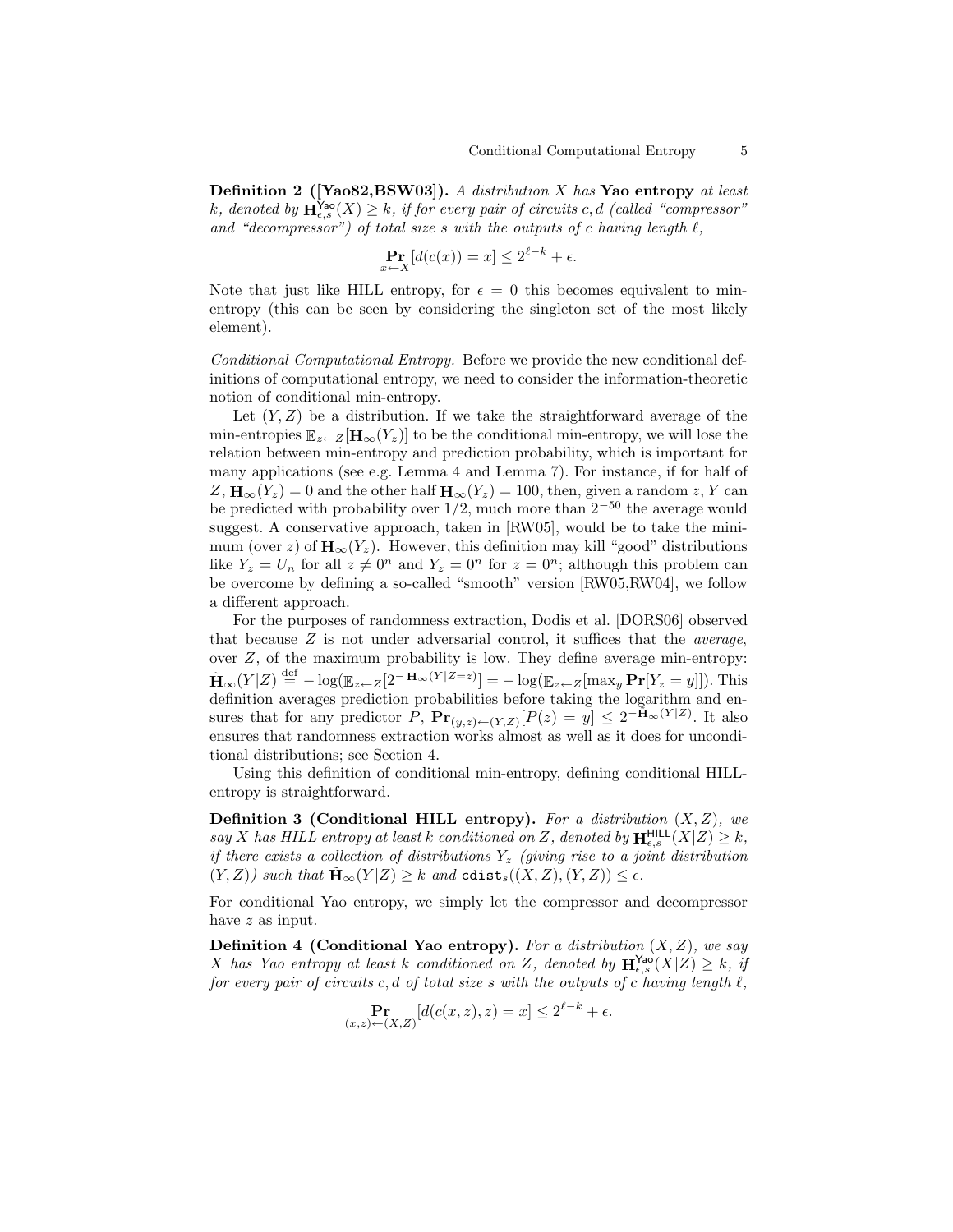**Definition 2 ([Yao82,BSW03]).** *A distribution $X$ has* **Yao entropy** *at least $k$, denoted by $\mathbf{H}^{\mathsf{Yao}}_{\epsilon,s}(X) \geq k$, if for every pair of circuits $c, d$ (called "compressor" and "decompressor") of total size $s$ with the outputs of $c$ having length $\ell$,*

$$\mathop{\mathbf{Pr}}_{x \leftarrow X}[d(c(x)) = x] \leq 2^{\ell - k} + \epsilon.$$

Note that just like HILL entropy, for $\epsilon = 0$ this becomes equivalent to min-entropy (this can be seen by considering the singleton set of the most likely element).

*Conditional Computational Entropy.* Before we provide the new conditional definitions of computational entropy, we need to consider the information-theoretic notion of conditional min-entropy.

Let $(Y, Z)$ be a distribution. If we take the straightforward average of the min-entropies $\mathbb{E}_{z \leftarrow Z}[\mathbf{H}_\infty(Y_z)]$ to be the conditional min-entropy, we will lose the relation between min-entropy and prediction probability, which is important for many applications (see e.g. Lemma 4 and Lemma 7). For instance, if for half of $Z$, $\mathbf{H}_\infty(Y_z) = 0$ and the other half $\mathbf{H}_\infty(Y_z) = 100$, then, given a random $z$, $Y$ can be predicted with probability over $1/2$, much more than $2^{-50}$ the average would suggest. A conservative approach, taken in [RW05], would be to take the minimum (over $z$) of $\mathbf{H}_\infty(Y_z)$. However, this definition may kill "good" distributions like $Y_z = U_n$ for all $z \neq 0^n$ and $Y_z = 0^n$ for $z = 0^n$; although this problem can be overcome by defining a so-called "smooth" version [RW05,RW04], we follow a different approach.

For the purposes of randomness extraction, Dodis et al. [DORS06] observed that because $Z$ is not under adversarial control, it suffices that the *average*, over $Z$, of the maximum probability is low. They define average min-entropy: $\tilde{\mathbf{H}}_\infty(Y|Z) \stackrel{\text{def}}{=} -\log(\mathbb{E}_{z \leftarrow Z}[2^{-\mathbf{H}_\infty(Y|Z=z)}] = -\log(\mathbb{E}_{z \leftarrow Z}[\max_y \mathbf{Pr}[Y_z = y]])$. This definition averages prediction probabilities before taking the logarithm and ensures that for any predictor $P$, $\mathbf{Pr}_{(y,z) \leftarrow (Y,Z)}[P(z) = y] \leq 2^{-\tilde{\mathbf{H}}_\infty(Y|Z)}$. It also ensures that randomness extraction works almost as well as it does for unconditional distributions; see Section 4.

Using this definition of conditional min-entropy, defining conditional HILL-entropy is straightforward.

**Definition 3 (Conditional HILL entropy).** *For a distribution $(X, Z)$, we say $X$ has HILL entropy at least $k$ conditioned on $Z$, denoted by $\mathbf{H}^{\mathsf{HILL}}_{\epsilon,s}(X|Z) \geq k$, if there exists a collection of distributions $Y_z$ (giving rise to a joint distribution $(Y, Z)$) such that $\tilde{\mathbf{H}}_\infty(Y|Z) \geq k$ and $\mathtt{cdist}_s((X, Z), (Y, Z)) \leq \epsilon$.*

For conditional Yao entropy, we simply let the compressor and decompressor have $z$ as input.

**Definition 4 (Conditional Yao entropy).** *For a distribution $(X, Z)$, we say $X$ has Yao entropy at least $k$ conditioned on $Z$, denoted by $\mathbf{H}^{\mathsf{Yao}}_{\epsilon,s}(X|Z) \geq k$, if for every pair of circuits $c, d$ of total size $s$ with the outputs of $c$ having length $\ell$,*

$$\mathop{\mathbf{Pr}}_{(x,z) \leftarrow (X,Z)}[d(c(x, z), z) = x] \leq 2^{\ell - k} + \epsilon.$$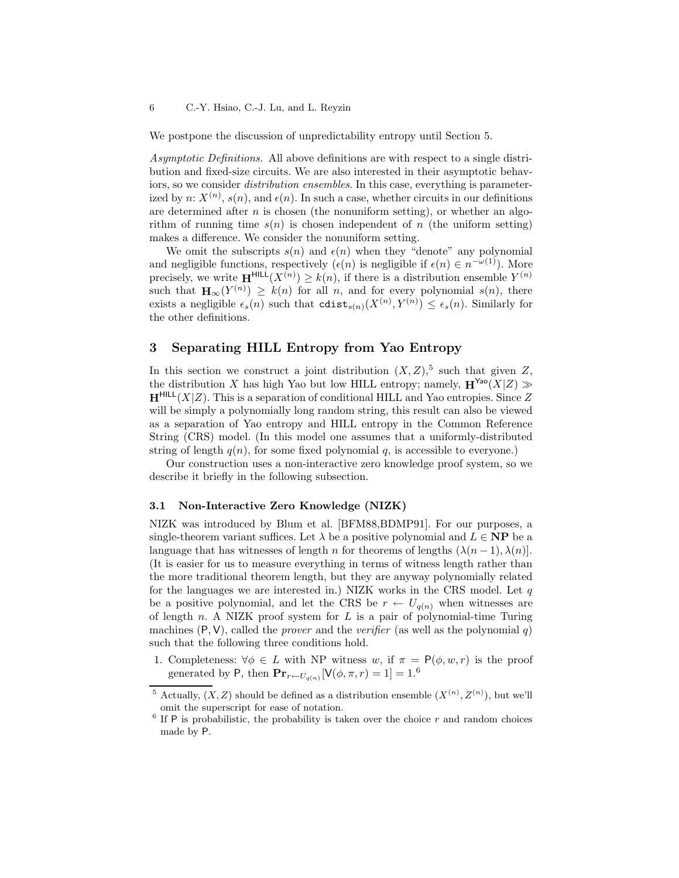We postpone the discussion of unpredictability entropy until Section 5.

*Asymptotic Definitions.* All above definitions are with respect to a single distribution and fixed-size circuits. We are also interested in their asymptotic behaviors, so we consider *distribution ensembles*. In this case, everything is parameterized by $n$: $X^{(n)}$, $s(n)$, and $\epsilon(n)$. In such a case, whether circuits in our definitions are determined after $n$ is chosen (the nonuniform setting), or whether an algorithm of running time $s(n)$ is chosen independent of $n$ (the uniform setting) makes a difference. We consider the nonuniform setting.

We omit the subscripts $s(n)$ and $\epsilon(n)$ when they "denote" any polynomial and negligible functions, respectively ($\epsilon(n)$ is negligible if $\epsilon(n) \in n^{-\omega(1)}$). More precisely, we write $\mathbf{H}^{\mathsf{HILL}}(X^{(n)}) \geq k(n)$, if there is a distribution ensemble $Y^{(n)}$ such that $\mathbf{H}_\infty(Y^{(n)}) \geq k(n)$ for all $n$, and for every polynomial $s(n)$, there exists a negligible $\epsilon_s(n)$ such that $\mathtt{cdist}_{s(n)}(X^{(n)}, Y^{(n)}) \leq \epsilon_s(n)$. Similarly for the other definitions.

## 3 Separating HILL Entropy from Yao Entropy

In this section we construct a joint distribution $(X, Z)$,[5] such that given $Z$, the distribution $X$ has high Yao but low HILL entropy; namely, $\mathbf{H}^{\mathsf{Yao}}(X|Z) \gg \mathbf{H}^{\mathsf{HILL}}(X|Z)$. This is a separation of conditional HILL and Yao entropies. Since $Z$ will be simply a polynomially long random string, this result can also be viewed as a separation of Yao entropy and HILL entropy in the Common Reference String (CRS) model. (In this model one assumes that a uniformly-distributed string of length $q(n)$, for some fixed polynomial $q$, is accessible to everyone.)

Our construction uses a non-interactive zero knowledge proof system, so we describe it briefly in the following subsection.

### 3.1 Non-Interactive Zero Knowledge (NIZK)

NIZK was introduced by Blum et al. [BFM88,BDMP91]. For our purposes, a single-theorem variant suffices. Let $\lambda$ be a positive polynomial and $L \in \mathbf{NP}$ be a language that has witnesses of length $n$ for theorems of lengths $(\lambda(n-1), \lambda(n)]$. (It is easier for us to measure everything in terms of witness length rather than the more traditional theorem length, but they are anyway polynomially related for the languages we are interested in.) NIZK works in the CRS model. Let $q$ be a positive polynomial, and let the CRS be $r \leftarrow U_{q(n)}$ when witnesses are of length $n$. A NIZK proof system for $L$ is a pair of polynomial-time Turing machines $(\mathsf{P}, \mathsf{V})$, called the *prover* and the *verifier* (as well as the polynomial $q$) such that the following three conditions hold.

1. Completeness: $\forall \phi \in L$ with NP witness $w$, if $\pi = \mathsf{P}(\phi, w, r)$ is the proof generated by $\mathsf{P}$, then $\mathbf{Pr}_{r \leftarrow U_{q(n)}}[\mathsf{V}(\phi, \pi, r) = 1] = 1$.[6]

[5] Actually, $(X, Z)$ should be defined as a distribution ensemble $(X^{(n)}, Z^{(n)})$, but we'll omit the superscript for ease of notation.

[6] If $\mathsf{P}$ is probabilistic, the probability is taken over the choice $r$ and random choices made by $\mathsf{P}$.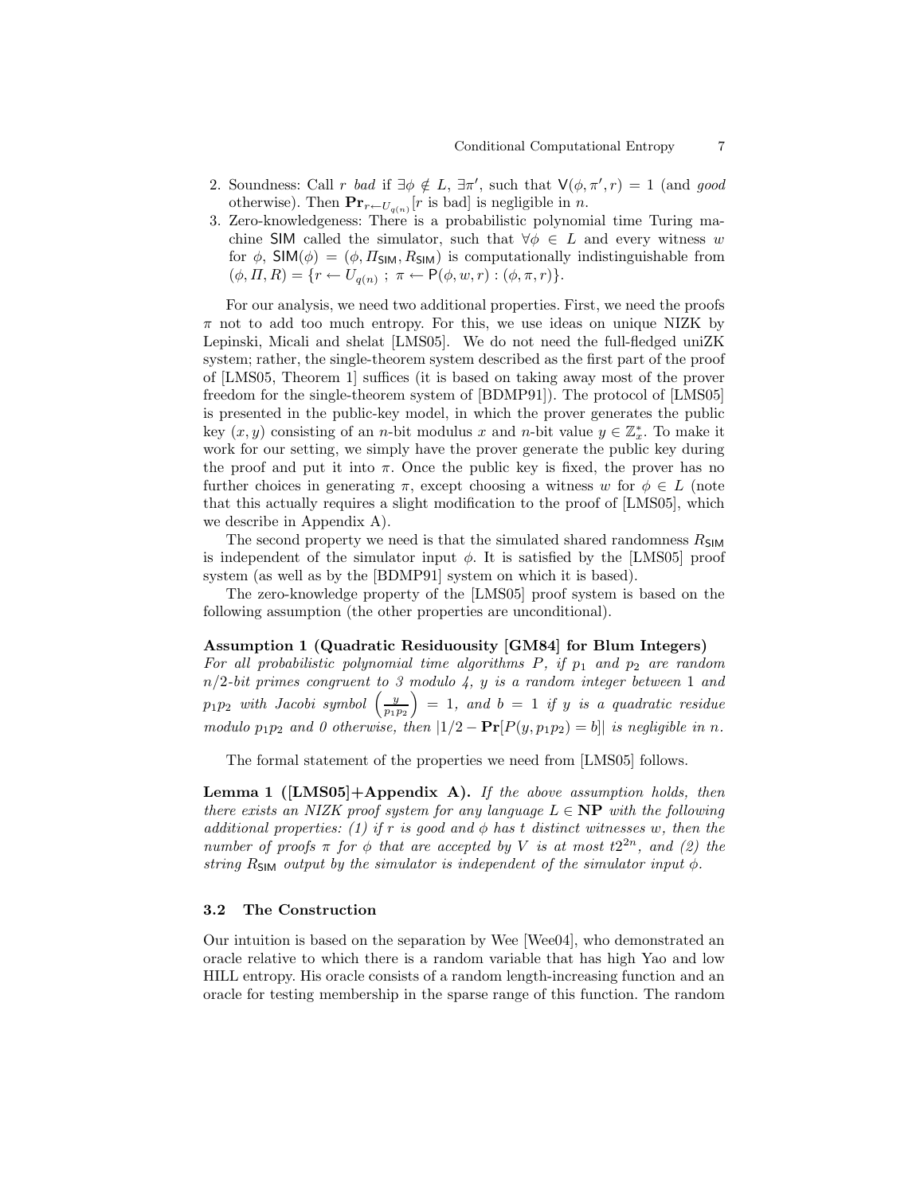2. Soundness: Call $r$ *bad* if $\exists \phi \notin L$, $\exists \pi'$, such that $\mathsf{V}(\phi, \pi', r) = 1$ (and *good* otherwise). Then $\mathbf{Pr}_{r \leftarrow U_{q(n)}}[r \text{ is bad}]$ is negligible in $n$.
3. Zero-knowledgeness: There is a probabilistic polynomial time Turing machine $\mathsf{SIM}$ called the simulator, such that $\forall \phi \in L$ and every witness $w$ for $\phi$, $\mathsf{SIM}(\phi) = (\phi, \Pi_{\mathsf{SIM}}, R_{\mathsf{SIM}})$ is computationally indistinguishable from $(\phi, \Pi, R) = \{r \leftarrow U_{q(n)} \; ; \; \pi \leftarrow \mathsf{P}(\phi, w, r) : (\phi, \pi, r)\}$.

For our analysis, we need two additional properties. First, we need the proofs $\pi$ not to add too much entropy. For this, we use ideas on unique NIZK by Lepinski, Micali and shelat [LMS05]. We do not need the full-fledged uniZK system; rather, the single-theorem system described as the first part of the proof of [LMS05, Theorem 1] suffices (it is based on taking away most of the prover freedom for the single-theorem system of [BDMP91]). The protocol of [LMS05] is presented in the public-key model, in which the prover generates the public key $(x, y)$ consisting of an $n$-bit modulus $x$ and $n$-bit value $y \in \mathbb{Z}_x^*$. To make it work for our setting, we simply have the prover generate the public key during the proof and put it into $\pi$. Once the public key is fixed, the prover has no further choices in generating $\pi$, except choosing a witness $w$ for $\phi \in L$ (note that this actually requires a slight modification to the proof of [LMS05], which we describe in Appendix A).

The second property we need is that the simulated shared randomness $R_{\mathsf{SIM}}$ is independent of the simulator input $\phi$. It is satisfied by the [LMS05] proof system (as well as by the [BDMP91] system on which it is based).

The zero-knowledge property of the [LMS05] proof system is based on the following assumption (the other properties are unconditional).

**Assumption 1 (Quadratic Residuousity [GM84] for Blum Integers)** *For all probabilistic polynomial time algorithms $P$, if $p_1$ and $p_2$ are random $n/2$-bit primes congruent to 3 modulo 4, $y$ is a random integer between* 1 *and* $p_1 p_2$ *with Jacobi symbol* $\left(\frac{y}{p_1 p_2}\right) = 1$*, and* $b = 1$ *if $y$ is a quadratic residue modulo $p_1 p_2$ and 0 otherwise, then* $|1/2 - \mathbf{Pr}[P(y, p_1 p_2) = b]|$ *is negligible in $n$.*

The formal statement of the properties we need from [LMS05] follows.

**Lemma 1 ([LMS05]+Appendix A).** *If the above assumption holds, then there exists an NIZK proof system for any language $L \in \mathbf{NP}$ with the following additional properties: (1) if $r$ is good and $\phi$ has $t$ distinct witnesses $w$, then the number of proofs $\pi$ for $\phi$ that are accepted by $V$ is at most $t2^{2n}$, and (2) the string $R_{\mathsf{SIM}}$ output by the simulator is independent of the simulator input $\phi$.*

### 3.2 The Construction

Our intuition is based on the separation by Wee [Wee04], who demonstrated an oracle relative to which there is a random variable that has high Yao and low HILL entropy. His oracle consists of a random length-increasing function and an oracle for testing membership in the sparse range of this function. The random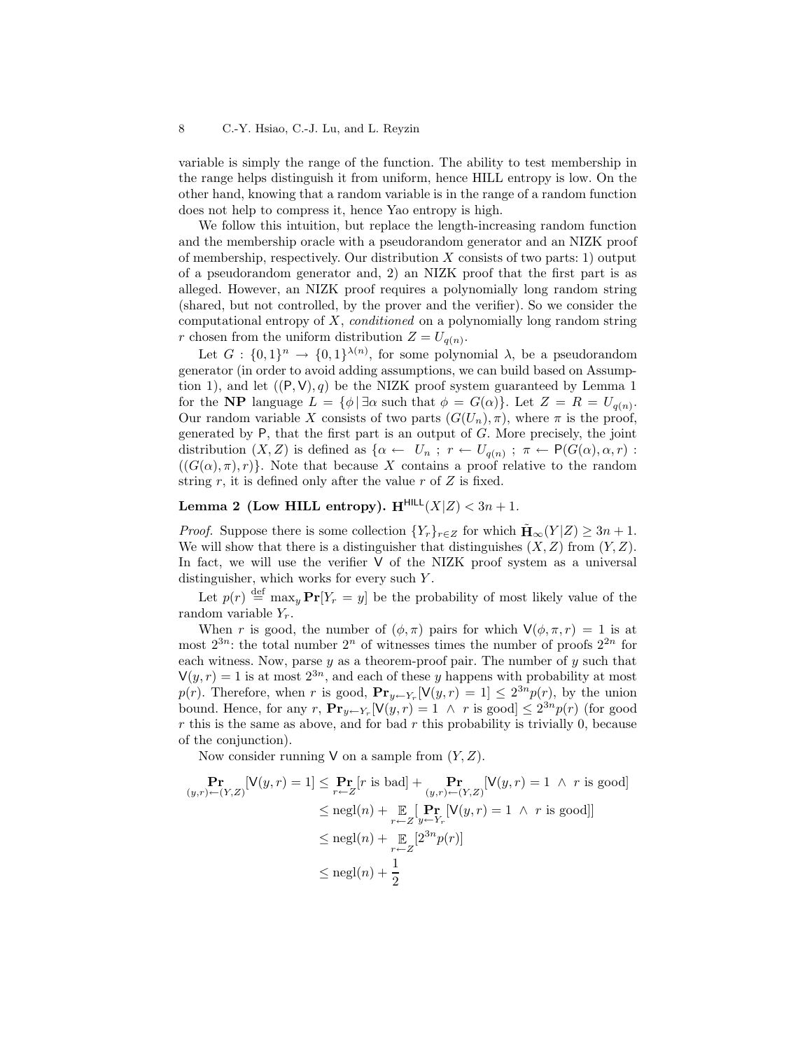variable is simply the range of the function. The ability to test membership in the range helps distinguish it from uniform, hence HILL entropy is low. On the other hand, knowing that a random variable is in the range of a random function does not help to compress it, hence Yao entropy is high.

We follow this intuition, but replace the length-increasing random function and the membership oracle with a pseudorandom generator and an NIZK proof of membership, respectively. Our distribution $X$ consists of two parts: 1) output of a pseudorandom generator and, 2) an NIZK proof that the first part is as alleged. However, an NIZK proof requires a polynomially long random string (shared, but not controlled, by the prover and the verifier). So we consider the computational entropy of $X$, *conditioned* on a polynomially long random string $r$ chosen from the uniform distribution $Z = U_{q(n)}$.

Let $G : \{0,1\}^n \to \{0,1\}^{\lambda(n)}$, for some polynomial $\lambda$, be a pseudorandom generator (in order to avoid adding assumptions, we can build based on Assumption 1), and let $((\mathsf{P}, \mathsf{V}), q)$ be the NIZK proof system guaranteed by Lemma 1 for the **NP** language $L = \{\phi \mid \exists \alpha \text{ such that } \phi = G(\alpha)\}$. Let $Z = R = U_{q(n)}$. Our random variable $X$ consists of two parts $(G(U_n), \pi)$, where $\pi$ is the proof, generated by $\mathsf{P}$, that the first part is an output of $G$. More precisely, the joint distribution $(X, Z)$ is defined as $\{\alpha \leftarrow U_n \; ; \; r \leftarrow U_{q(n)} \; ; \; \pi \leftarrow \mathsf{P}(G(\alpha), \alpha, r) : ((G(\alpha), \pi), r)\}$. Note that because $X$ contains a proof relative to the random string $r$, it is defined only after the value $r$ of $Z$ is fixed.

**Lemma 2 (Low HILL entropy).** $\mathbf{H}^{\mathsf{HILL}}(X|Z) < 3n + 1$.

*Proof.* Suppose there is some collection $\{Y_r\}_{r \in Z}$ for which $\tilde{\mathbf{H}}_\infty(Y|Z) \geq 3n + 1$. We will show that there is a distinguisher that distinguishes $(X, Z)$ from $(Y, Z)$. In fact, we will use the verifier $\mathsf{V}$ of the NIZK proof system as a universal distinguisher, which works for every such $Y$.

Let $p(r) \stackrel{\text{def}}{=} \max_y \mathbf{Pr}[Y_r = y]$ be the probability of most likely value of the random variable $Y_r$.

When $r$ is good, the number of $(\phi, \pi)$ pairs for which $\mathsf{V}(\phi, \pi, r) = 1$ is at most $2^{3n}$: the total number $2^n$ of witnesses times the number of proofs $2^{2n}$ for each witness. Now, parse $y$ as a theorem-proof pair. The number of $y$ such that $\mathsf{V}(y, r) = 1$ is at most $2^{3n}$, and each of these $y$ happens with probability at most $p(r)$. Therefore, when $r$ is good, $\mathbf{Pr}_{y \leftarrow Y_r}[\mathsf{V}(y, r) = 1] \leq 2^{3n} p(r)$, by the union bound. Hence, for any $r$, $\mathbf{Pr}_{y \leftarrow Y_r}[\mathsf{V}(y, r) = 1 \; \wedge \; r \text{ is good}] \leq 2^{3n} p(r)$ (for good $r$ this is the same as above, and for bad $r$ this probability is trivially 0, because of the conjunction).

Now consider running $\mathsf{V}$ on a sample from $(Y, Z)$.

$$
\begin{aligned}
\mathop{\mathbf{Pr}}_{(y,r) \leftarrow (Y,Z)}[\mathsf{V}(y, r) = 1] &\leq \mathop{\mathbf{Pr}}_{r \leftarrow Z}[r \text{ is bad}] + \mathop{\mathbf{Pr}}_{(y,r) \leftarrow (Y,Z)}[\mathsf{V}(y, r) = 1 \; \wedge \; r \text{ is good}] \\
&\leq \text{negl}(n) + \mathop{\mathbb{E}}_{r \leftarrow Z}[\mathop{\mathbf{Pr}}_{y \leftarrow Y_r}[\mathsf{V}(y, r) = 1 \; \wedge \; r \text{ is good}]] \\
&\leq \text{negl}(n) + \mathop{\mathbb{E}}_{r \leftarrow Z}[2^{3n} p(r)] \\
&\leq \text{negl}(n) + \frac{1}{2}
\end{aligned}
$$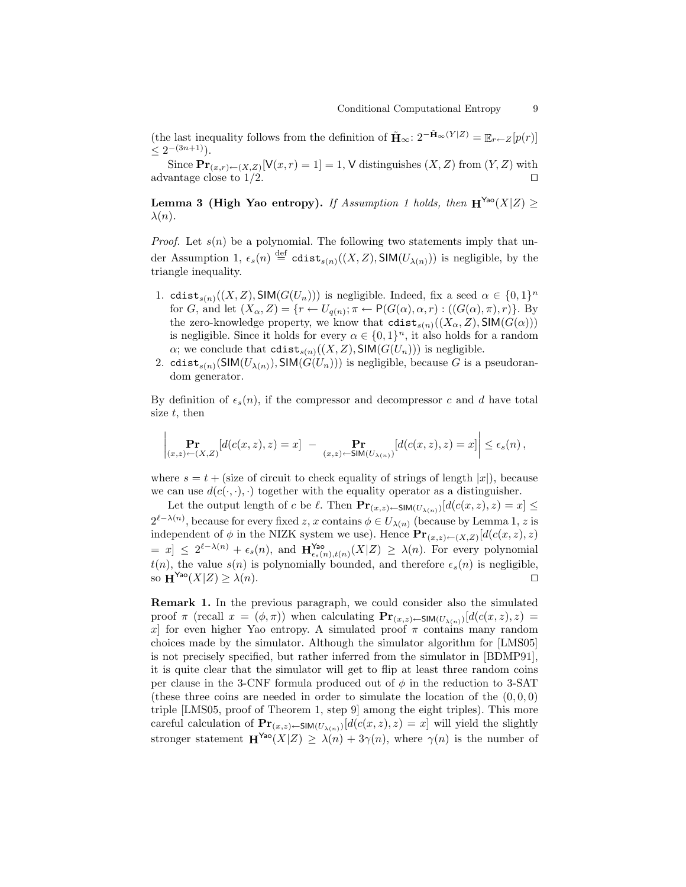(the last inequality follows from the definition of $\tilde{\mathbf{H}}_\infty$: $2^{-\tilde{\mathbf{H}}_\infty(Y|Z)} = \mathbb{E}_{r\leftarrow Z}[p(r)] \leq 2^{-(3n+1)}$).

Since $\mathbf{Pr}_{(x,r)\leftarrow(X,Z)}[\mathsf{V}(x,r)=1]=1$, $\mathsf{V}$ distinguishes $(X,Z)$ from $(Y,Z)$ with advantage close to $1/2$. ◻

**Lemma 3 (High Yao entropy).** *If Assumption 1 holds, then $\mathbf{H}^{\mathsf{Yao}}(X|Z) \geq \lambda(n)$.*

*Proof.* Let $s(n)$ be a polynomial. The following two statements imply that under Assumption 1, $\epsilon_s(n) \stackrel{\text{def}}{=} \mathtt{cdist}_{s(n)}((X,Z),\mathsf{SIM}(U_{\lambda(n)}))$ is negligible, by the triangle inequality.

1. $\mathtt{cdist}_{s(n)}((X,Z),\mathsf{SIM}(G(U_n)))$ is negligible. Indeed, fix a seed $\alpha \in \{0,1\}^n$ for $G$, and let $(X_\alpha, Z) = \{r \leftarrow U_{q(n)}; \pi \leftarrow \mathsf{P}(G(\alpha),\alpha,r) : ((G(\alpha),\pi),r)\}$. By the zero-knowledge property, we know that $\mathtt{cdist}_{s(n)}((X_\alpha,Z),\mathsf{SIM}(G(\alpha)))$ is negligible. Since it holds for every $\alpha \in \{0,1\}^n$, it also holds for a random $\alpha$; we conclude that $\mathtt{cdist}_{s(n)}((X,Z),\mathsf{SIM}(G(U_n)))$ is negligible.
2. $\mathtt{cdist}_{s(n)}(\mathsf{SIM}(U_{\lambda(n)}),\mathsf{SIM}(G(U_n)))$ is negligible, because $G$ is a pseudorandom generator.

By definition of $\epsilon_s(n)$, if the compressor and decompressor $c$ and $d$ have total size $t$, then

$$\left| \mathop{\mathbf{Pr}}_{(x,z)\leftarrow(X,Z)}[d(c(x,z),z)=x] \; - \mathop{\mathbf{Pr}}_{(x,z)\leftarrow\mathsf{SIM}(U_{\lambda(n)})}[d(c(x,z),z)=x] \right| \leq \epsilon_s(n)\,,$$

where $s = t +$ (size of circuit to check equality of strings of length $|x|$), because we can use $d(c(\cdot,\cdot),\cdot)$ together with the equality operator as a distinguisher.

Let the output length of $c$ be $\ell$. Then $\mathbf{Pr}_{(x,z)\leftarrow\mathsf{SIM}(U_{\lambda(n)})}[d(c(x,z),z)=x] \leq 2^{\ell-\lambda(n)}$, because for every fixed $z$, $x$ contains $\phi \in U_{\lambda(n)}$ (because by Lemma 1, $z$ is independent of $\phi$ in the NIZK system we use). Hence $\mathbf{Pr}_{(x,z)\leftarrow(X,Z)}[d(c(x,z),z) = x] \leq 2^{\ell-\lambda(n)} + \epsilon_s(n)$, and $\mathbf{H}^{\mathsf{Yao}}_{\epsilon_s(n),t(n)}(X|Z) \geq \lambda(n)$. For every polynomial $t(n)$, the value $s(n)$ is polynomially bounded, and therefore $\epsilon_s(n)$ is negligible, so $\mathbf{H}^{\mathsf{Yao}}(X|Z) \geq \lambda(n)$. ◻

**Remark 1.** In the previous paragraph, we could consider also the simulated proof $\pi$ (recall $x = (\phi,\pi)$) when calculating $\mathbf{Pr}_{(x,z)\leftarrow\mathsf{SIM}(U_{\lambda(n)})}[d(c(x,z),z) = x]$ for even higher Yao entropy. A simulated proof $\pi$ contains many random choices made by the simulator. Although the simulator algorithm for [LMS05] is not precisely specified, but rather inferred from the simulator in [BDMP91], it is quite clear that the simulator will get to flip at least three random coins per clause in the 3-CNF formula produced out of $\phi$ in the reduction to 3-SAT (these three coins are needed in order to simulate the location of the $(0,0,0)$ triple [LMS05, proof of Theorem 1, step 9] among the eight triples). This more careful calculation of $\mathbf{Pr}_{(x,z)\leftarrow\mathsf{SIM}(U_{\lambda(n)})}[d(c(x,z),z) = x]$ will yield the slightly stronger statement $\mathbf{H}^{\mathsf{Yao}}(X|Z) \geq \lambda(n) + 3\gamma(n)$, where $\gamma(n)$ is the number of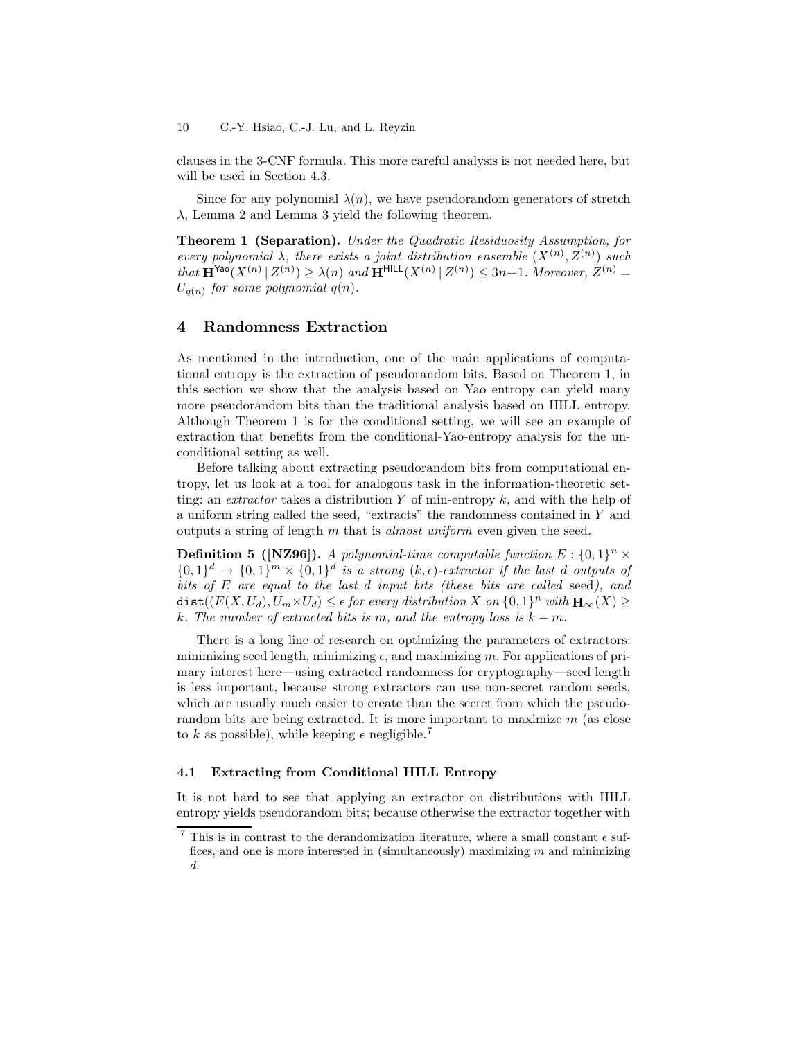clauses in the 3-CNF formula. This more careful analysis is not needed here, but will be used in Section 4.3.

Since for any polynomial $\lambda(n)$, we have pseudorandom generators of stretch $\lambda$, Lemma 2 and Lemma 3 yield the following theorem.

**Theorem 1 (Separation).** *Under the Quadratic Residuosity Assumption, for every polynomial $\lambda$, there exists a joint distribution ensemble $(X^{(n)}, Z^{(n)})$ such that $\mathbf{H}^{\mathsf{Yao}}(X^{(n)} \mid Z^{(n)}) \geq \lambda(n)$ and $\mathbf{H}^{\mathsf{HILL}}(X^{(n)} \mid Z^{(n)}) \leq 3n+1$. Moreover, $Z^{(n)} = U_{q(n)}$ for some polynomial $q(n)$.*

## 4 Randomness Extraction

As mentioned in the introduction, one of the main applications of computational entropy is the extraction of pseudorandom bits. Based on Theorem 1, in this section we show that the analysis based on Yao entropy can yield many more pseudorandom bits than the traditional analysis based on HILL entropy. Although Theorem 1 is for the conditional setting, we will see an example of extraction that benefits from the conditional-Yao-entropy analysis for the unconditional setting as well.

Before talking about extracting pseudorandom bits from computational entropy, let us look at a tool for analogous task in the information-theoretic setting: an *extractor* takes a distribution $Y$ of min-entropy $k$, and with the help of a uniform string called the seed, "extracts" the randomness contained in $Y$ and outputs a string of length $m$ that is *almost uniform* even given the seed.

**Definition 5 ([NZ96]).** *A polynomial-time computable function $E : \{0,1\}^n \times \{0,1\}^d \to \{0,1\}^m \times \{0,1\}^d$ is a strong $(k, \epsilon)$-extractor if the last $d$ outputs of bits of $E$ are equal to the last $d$ input bits (these bits are called* seed*), and $\mathtt{dist}((E(X, U_d), U_m \times U_d) \leq \epsilon$ for every distribution $X$ on $\{0,1\}^n$ with $\mathbf{H}_\infty(X) \geq k$. The number of extracted bits is $m$, and the entropy loss is $k - m$.*

There is a long line of research on optimizing the parameters of extractors: minimizing seed length, minimizing $\epsilon$, and maximizing $m$. For applications of primary interest here—using extracted randomness for cryptography—seed length is less important, because strong extractors can use non-secret random seeds, which are usually much easier to create than the secret from which the pseudorandom bits are being extracted. It is more important to maximize $m$ (as close to $k$ as possible), while keeping $\epsilon$ negligible.[7]

### 4.1 Extracting from Conditional HILL Entropy

It is not hard to see that applying an extractor on distributions with HILL entropy yields pseudorandom bits; because otherwise the extractor together with

[7] This is in contrast to the derandomization literature, where a small constant $\epsilon$ suffices, and one is more interested in (simultaneously) maximizing $m$ and minimizing $d$.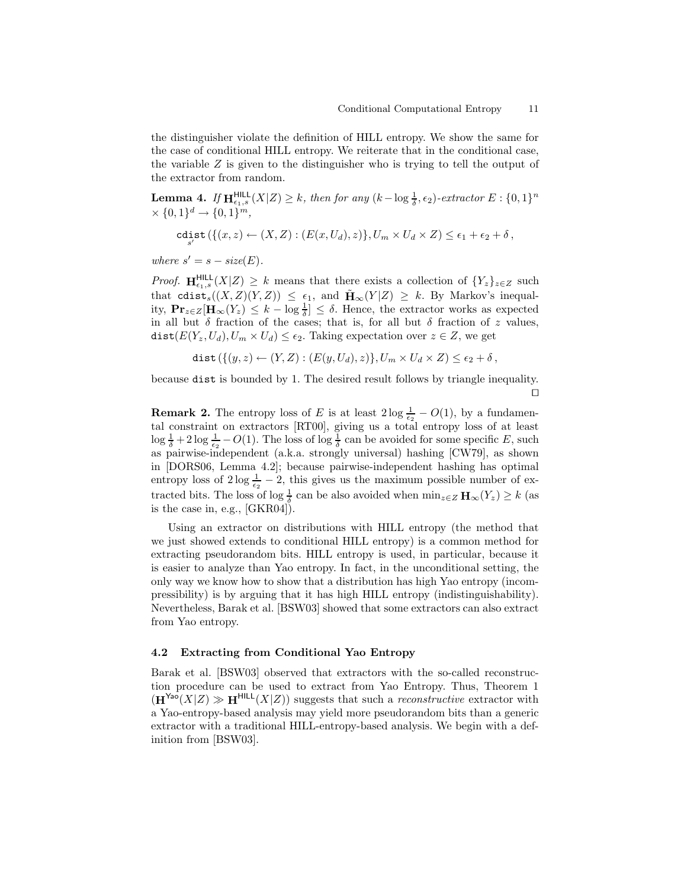the distinguisher violate the definition of HILL entropy. We show the same for the case of conditional HILL entropy. We reiterate that in the conditional case, the variable $Z$ is given to the distinguisher who is trying to tell the output of the extractor from random.

**Lemma 4.** *If $\mathbf{H}^{\mathsf{HILL}}_{\epsilon_1,s}(X|Z) \geq k$, then for any $(k - \log \frac{1}{\delta}, \epsilon_2)$-extractor $E : \{0,1\}^n \times \{0,1\}^d \to \{0,1\}^m$,*

$$\underset{s'}{\mathtt{cdist}}\left(\{(x,z) \leftarrow (X,Z) : (E(x,U_d),z)\}, U_m \times U_d \times Z\right) \leq \epsilon_1 + \epsilon_2 + \delta\,,$$

*where $s' = s - size(E)$.*

*Proof.* $\mathbf{H}^{\mathsf{HILL}}_{\epsilon_1,s}(X|Z) \geq k$ means that there exists a collection of $\{Y_z\}_{z \in Z}$ such that $\mathtt{cdist}_s((X,Z)(Y,Z)) \leq \epsilon_1$, and $\tilde{\mathbf{H}}_\infty(Y|Z) \geq k$. By Markov's inequality, $\mathbf{Pr}_{z \in Z}[\mathbf{H}_\infty(Y_z) \leq k - \log \frac{1}{\delta}] \leq \delta$. Hence, the extractor works as expected in all but $\delta$ fraction of the cases; that is, for all but $\delta$ fraction of $z$ values, $\mathtt{dist}(E(Y_z, U_d), U_m \times U_d) \leq \epsilon_2$. Taking expectation over $z \in Z$, we get

$$\mathtt{dist}\left(\{(y,z) \leftarrow (Y,Z) : (E(y,U_d),z)\}, U_m \times U_d \times Z\right) \leq \epsilon_2 + \delta\,,$$

because $\mathtt{dist}$ is bounded by 1. The desired result follows by triangle inequality. □

**Remark 2.** The entropy loss of $E$ is at least $2 \log \frac{1}{\epsilon_2} - O(1)$, by a fundamental constraint on extractors [RT00], giving us a total entropy loss of at least $\log \frac{1}{\delta} + 2 \log \frac{1}{\epsilon_2} - O(1)$. The loss of $\log \frac{1}{\delta}$ can be avoided for some specific $E$, such as pairwise-independent (a.k.a. strongly universal) hashing [CW79], as shown in [DORS06, Lemma 4.2]; because pairwise-independent hashing has optimal entropy loss of $2 \log \frac{1}{\epsilon_2} - 2$, this gives us the maximum possible number of extracted bits. The loss of $\log \frac{1}{\delta}$ can be also avoided when $\min_{z \in Z} \mathbf{H}_\infty(Y_z) \geq k$ (as is the case in, e.g., [GKR04]).

Using an extractor on distributions with HILL entropy (the method that we just showed extends to conditional HILL entropy) is a common method for extracting pseudorandom bits. HILL entropy is used, in particular, because it is easier to analyze than Yao entropy. In fact, in the unconditional setting, the only way we know how to show that a distribution has high Yao entropy (incompressibility) is by arguing that it has high HILL entropy (indistinguishability). Nevertheless, Barak et al. [BSW03] showed that some extractors can also extract from Yao entropy.

### 4.2 Extracting from Conditional Yao Entropy

Barak et al. [BSW03] observed that extractors with the so-called reconstruction procedure can be used to extract from Yao Entropy. Thus, Theorem 1 ($\mathbf{H}^{\mathsf{Yao}}(X|Z) \gg \mathbf{H}^{\mathsf{HILL}}(X|Z)$) suggests that such a *reconstructive* extractor with a Yao-entropy-based analysis may yield more pseudorandom bits than a generic extractor with a traditional HILL-entropy-based analysis. We begin with a definition from [BSW03].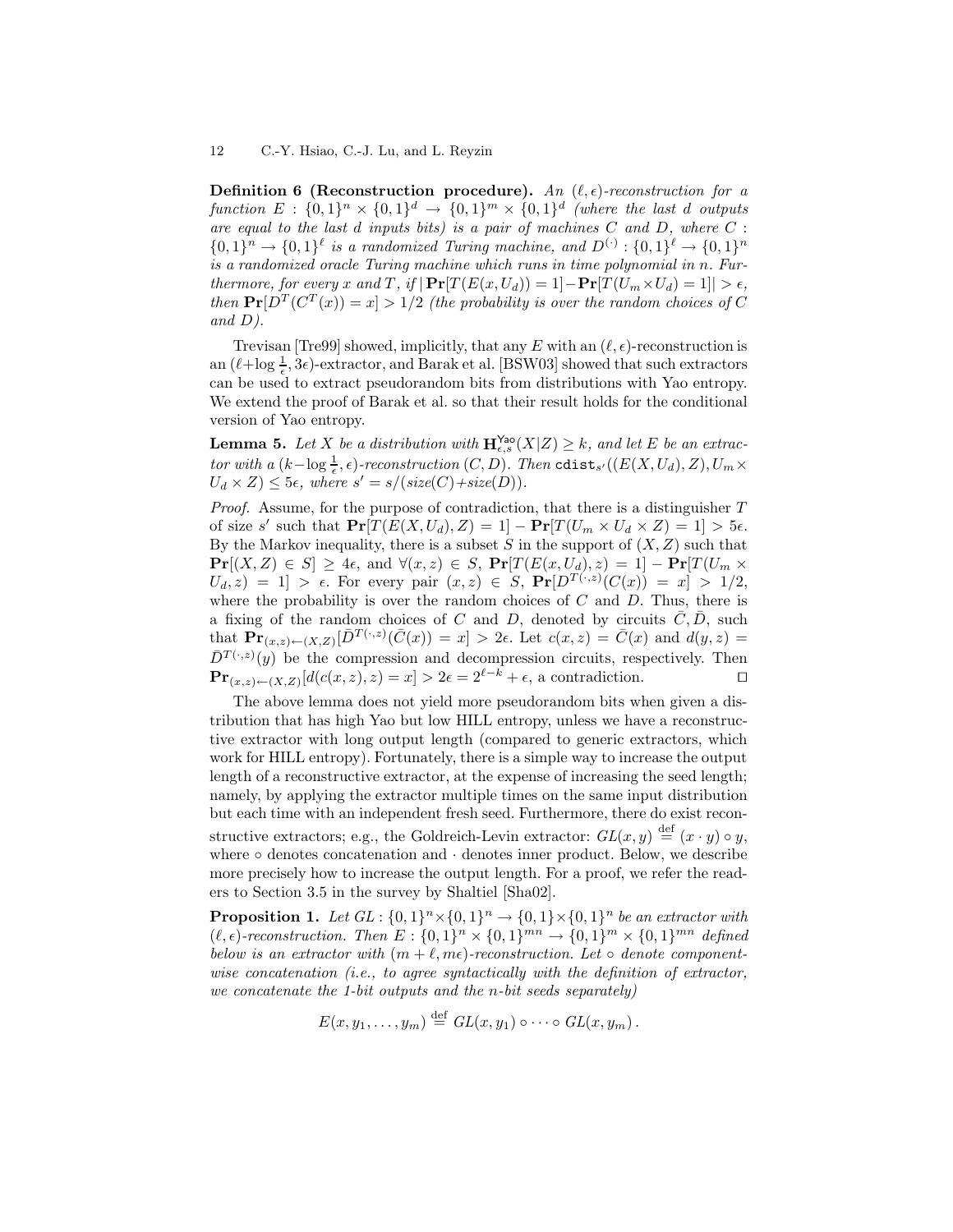**Definition 6 (Reconstruction procedure).** *An $(\ell, \epsilon)$-reconstruction for a function $E : \{0,1\}^n \times \{0,1\}^d \to \{0,1\}^m \times \{0,1\}^d$ (where the last $d$ outputs are equal to the last $d$ inputs bits) is a pair of machines $C$ and $D$, where $C : \{0,1\}^n \to \{0,1\}^\ell$ is a randomized Turing machine, and $D^{(\cdot)} : \{0,1\}^\ell \to \{0,1\}^n$ is a randomized oracle Turing machine which runs in time polynomial in $n$. Furthermore, for every $x$ and $T$, if $|\mathbf{Pr}[T(E(x, U_d)) = 1] - \mathbf{Pr}[T(U_m \times U_d) = 1]| > \epsilon$, then $\mathbf{Pr}[D^T(C^T(x)) = x] > 1/2$ (the probability is over the random choices of $C$ and $D$).*

Trevisan [Tre99] showed, implicitly, that any $E$ with an $(\ell, \epsilon)$-reconstruction is an $(\ell + \log \frac{1}{\epsilon}, 3\epsilon)$-extractor, and Barak et al. [BSW03] showed that such extractors can be used to extract pseudorandom bits from distributions with Yao entropy. We extend the proof of Barak et al. so that their result holds for the conditional version of Yao entropy.

**Lemma 5.** *Let $X$ be a distribution with $\mathbf{H}^{\mathsf{Yao}}_{\epsilon,s}(X|Z) \geq k$, and let $E$ be an extractor with a $(k - \log \frac{1}{\epsilon}, \epsilon)$-reconstruction $(C, D)$. Then $\mathtt{cdist}_{s'}((E(X, U_d), Z), U_m \times U_d \times Z) \leq 5\epsilon$, where $s' = s/(size(C) + size(D))$.*

*Proof.* Assume, for the purpose of contradiction, that there is a distinguisher $T$ of size $s'$ such that $\mathbf{Pr}[T(E(X, U_d), Z) = 1] - \mathbf{Pr}[T(U_m \times U_d \times Z) = 1] > 5\epsilon$. By the Markov inequality, there is a subset $S$ in the support of $(X, Z)$ such that $\mathbf{Pr}[(X, Z) \in S] \geq 4\epsilon$, and $\forall (x, z) \in S$, $\mathbf{Pr}[T(E(x, U_d), z) = 1] - \mathbf{Pr}[T(U_m \times U_d, z) = 1] > \epsilon$. For every pair $(x, z) \in S$, $\mathbf{Pr}[D^{T(\cdot, z)}(C(x)) = x] > 1/2$, where the probability is over the random choices of $C$ and $D$. Thus, there is a fixing of the random choices of $C$ and $D$, denoted by circuits $\bar{C}, \bar{D}$, such that $\mathbf{Pr}_{(x,z) \leftarrow (X,Z)}[\bar{D}^{T(\cdot, z)}(\bar{C}(x)) = x] > 2\epsilon$. Let $c(x, z) = \bar{C}(x)$ and $d(y, z) = \bar{D}^{T(\cdot, z)}(y)$ be the compression and decompression circuits, respectively. Then $\mathbf{Pr}_{(x,z) \leftarrow (X,Z)}[d(c(x, z), z) = x] > 2\epsilon = 2^{\ell - k} + \epsilon$, a contradiction. $\square$

The above lemma does not yield more pseudorandom bits when given a distribution that has high Yao but low HILL entropy, unless we have a reconstructive extractor with long output length (compared to generic extractors, which work for HILL entropy). Fortunately, there is a simple way to increase the output length of a reconstructive extractor, at the expense of increasing the seed length; namely, by applying the extractor multiple times on the same input distribution but each time with an independent fresh seed. Furthermore, there do exist reconstructive extractors; e.g., the Goldreich-Levin extractor: $GL(x, y) \stackrel{\text{def}}{=} (x \cdot y) \circ y$, where $\circ$ denotes concatenation and $\cdot$ denotes inner product. Below, we describe more precisely how to increase the output length. For a proof, we refer the readers to Section 3.5 in the survey by Shaltiel [Sha02].

**Proposition 1.** *Let $GL : \{0,1\}^n \times \{0,1\}^n \to \{0,1\} \times \{0,1\}^n$ be an extractor with $(\ell, \epsilon)$-reconstruction. Then $E : \{0,1\}^n \times \{0,1\}^{mn} \to \{0,1\}^m \times \{0,1\}^{mn}$ defined below is an extractor with $(m + \ell, m\epsilon)$-reconstruction. Let $\circ$ denote component-wise concatenation (i.e., to agree syntactically with the definition of extractor, we concatenate the 1-bit outputs and the $n$-bit seeds separately)*

$$E(x, y_1, \ldots, y_m) \stackrel{\text{def}}{=} GL(x, y_1) \circ \cdots \circ GL(x, y_m)\,.$$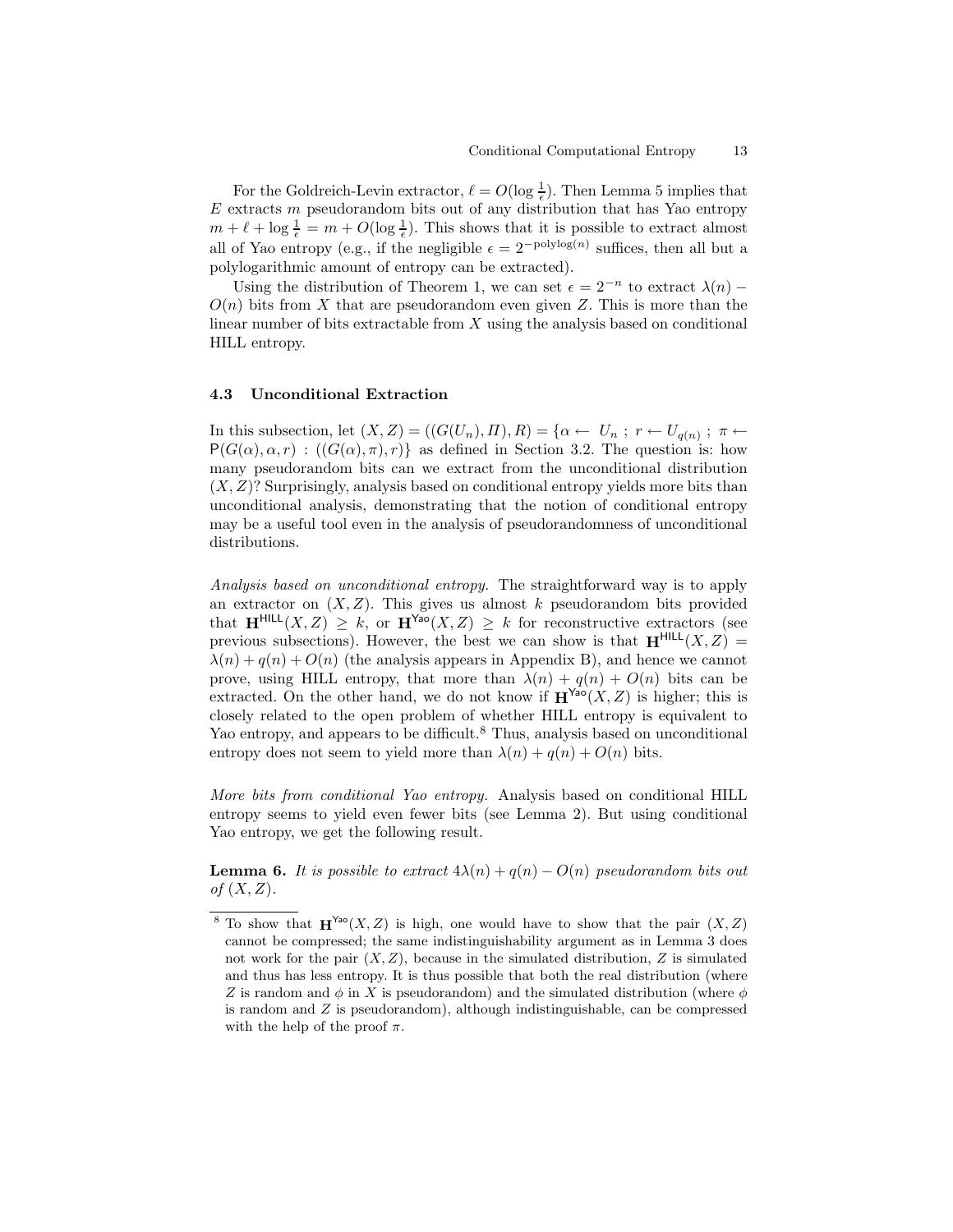For the Goldreich-Levin extractor, $\ell = O(\log \frac{1}{\epsilon})$. Then Lemma 5 implies that $E$ extracts $m$ pseudorandom bits out of any distribution that has Yao entropy $m + \ell + \log \frac{1}{\epsilon} = m + O(\log \frac{1}{\epsilon})$. This shows that it is possible to extract almost all of Yao entropy (e.g., if the negligible $\epsilon = 2^{-\text{polylog}(n)}$ suffices, then all but a polylogarithmic amount of entropy can be extracted).

Using the distribution of Theorem 1, we can set $\epsilon = 2^{-n}$ to extract $\lambda(n) - O(n)$ bits from $X$ that are pseudorandom even given $Z$. This is more than the linear number of bits extractable from $X$ using the analysis based on conditional HILL entropy.

### 4.3 Unconditional Extraction

In this subsection, let $(X, Z) = ((G(U_n), \Pi), R) = \{\alpha \leftarrow U_n \; ; \; r \leftarrow U_{q(n)} \; ; \; \pi \leftarrow \mathsf{P}(G(\alpha), \alpha, r) : ((G(\alpha), \pi), r)\}$ as defined in Section 3.2. The question is: how many pseudorandom bits can we extract from the unconditional distribution $(X, Z)$? Surprisingly, analysis based on conditional entropy yields more bits than unconditional analysis, demonstrating that the notion of conditional entropy may be a useful tool even in the analysis of pseudorandomness of unconditional distributions.

*Analysis based on unconditional entropy.* The straightforward way is to apply an extractor on $(X, Z)$. This gives us almost $k$ pseudorandom bits provided that $\mathbf{H}^{\mathsf{HILL}}(X, Z) \geq k$, or $\mathbf{H}^{\mathsf{Yao}}(X, Z) \geq k$ for reconstructive extractors (see previous subsections). However, the best we can show is that $\mathbf{H}^{\mathsf{HILL}}(X, Z) = \lambda(n) + q(n) + O(n)$ (the analysis appears in Appendix B), and hence we cannot prove, using HILL entropy, that more than $\lambda(n) + q(n) + O(n)$ bits can be extracted. On the other hand, we do not know if $\mathbf{H}^{\mathsf{Yao}}(X, Z)$ is higher; this is closely related to the open problem of whether HILL entropy is equivalent to Yao entropy, and appears to be difficult.[8] Thus, analysis based on unconditional entropy does not seem to yield more than $\lambda(n) + q(n) + O(n)$ bits.

*More bits from conditional Yao entropy.* Analysis based on conditional HILL entropy seems to yield even fewer bits (see Lemma 2). But using conditional Yao entropy, we get the following result.

**Lemma 6.** *It is possible to extract $4\lambda(n) + q(n) - O(n)$ pseudorandom bits out of $(X, Z)$.*

[8] To show that $\mathbf{H}^{\mathsf{Yao}}(X, Z)$ is high, one would have to show that the pair $(X, Z)$ cannot be compressed; the same indistinguishability argument as in Lemma 3 does not work for the pair $(X, Z)$, because in the simulated distribution, $Z$ is simulated and thus has less entropy. It is thus possible that both the real distribution (where $Z$ is random and $\phi$ in $X$ is pseudorandom) and the simulated distribution (where $\phi$ is random and $Z$ is pseudorandom), although indistinguishable, can be compressed with the help of the proof $\pi$.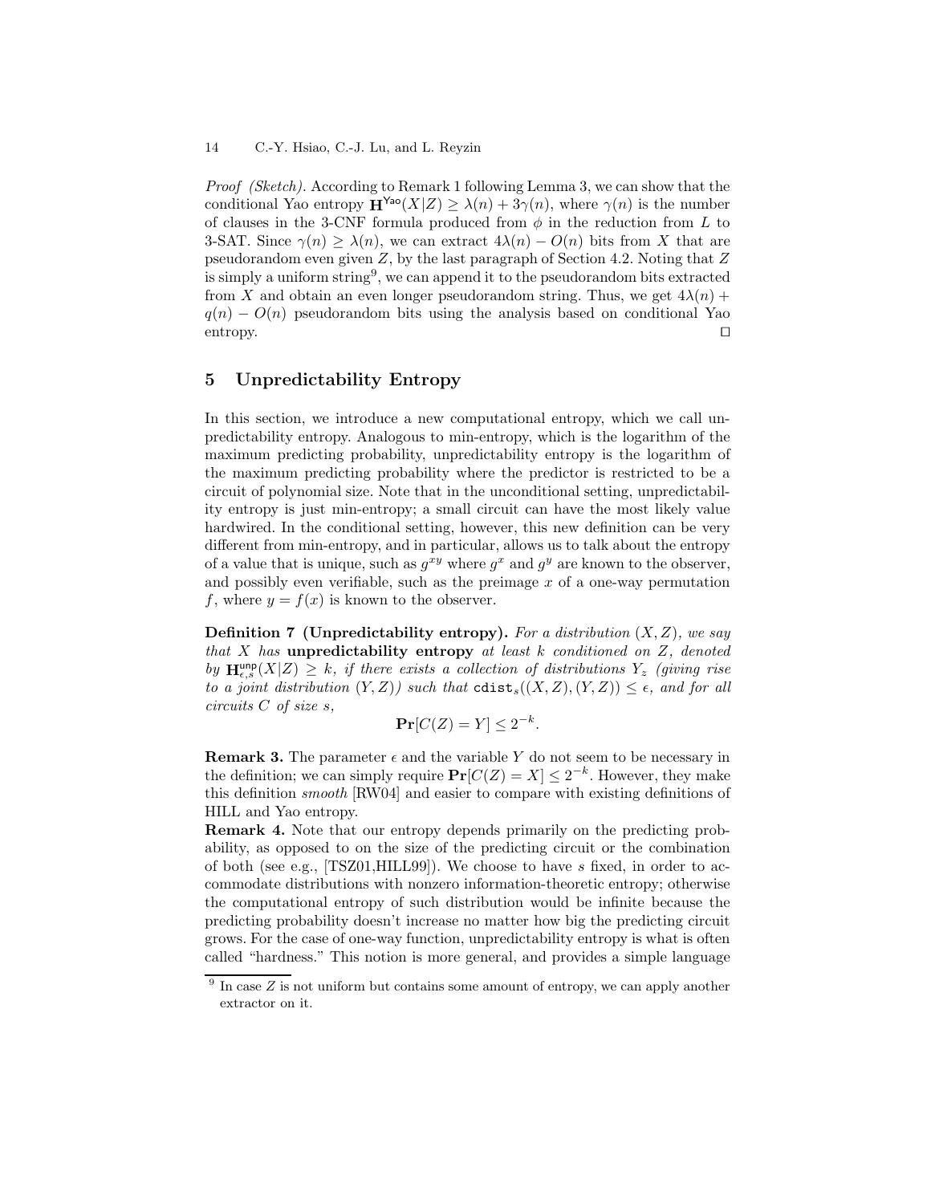*Proof (Sketch).* According to Remark 1 following Lemma 3, we can show that the conditional Yao entropy $\mathbf{H}^{\mathsf{Yao}}(X|Z) \geq \lambda(n) + 3\gamma(n)$, where $\gamma(n)$ is the number of clauses in the 3-CNF formula produced from $\phi$ in the reduction from $L$ to 3-SAT. Since $\gamma(n) \geq \lambda(n)$, we can extract $4\lambda(n) - O(n)$ bits from $X$ that are pseudorandom even given $Z$, by the last paragraph of Section 4.2. Noting that $Z$ is simply a uniform string[9], we can append it to the pseudorandom bits extracted from $X$ and obtain an even longer pseudorandom string. Thus, we get $4\lambda(n) + q(n) - O(n)$ pseudorandom bits using the analysis based on conditional Yao entropy. ☐

## 5 Unpredictability Entropy

In this section, we introduce a new computational entropy, which we call unpredictability entropy. Analogous to min-entropy, which is the logarithm of the maximum predicting probability, unpredictability entropy is the logarithm of the maximum predicting probability where the predictor is restricted to be a circuit of polynomial size. Note that in the unconditional setting, unpredictability entropy is just min-entropy; a small circuit can have the most likely value hardwired. In the conditional setting, however, this new definition can be very different from min-entropy, and in particular, allows us to talk about the entropy of a value that is unique, such as $g^{xy}$ where $g^x$ and $g^y$ are known to the observer, and possibly even verifiable, such as the preimage $x$ of a one-way permutation $f$, where $y = f(x)$ is known to the observer.

**Definition 7 (Unpredictability entropy).** *For a distribution $(X, Z)$, we say that $X$ has* **unpredictability entropy** *at least $k$ conditioned on $Z$, denoted by $\mathbf{H}^{\mathsf{unp}}_{\epsilon,s}(X|Z) \geq k$, if there exists a collection of distributions $Y_z$ (giving rise to a joint distribution $(Y, Z)$) such that $\mathtt{cdist}_s((X, Z), (Y, Z)) \leq \epsilon$, and for all circuits $C$ of size $s$,*

$$\mathbf{Pr}[C(Z) = Y] \leq 2^{-k}.$$

**Remark 3.** The parameter $\epsilon$ and the variable $Y$ do not seem to be necessary in the definition; we can simply require $\mathbf{Pr}[C(Z) = X] \leq 2^{-k}$. However, they make this definition *smooth* [RW04] and easier to compare with existing definitions of HILL and Yao entropy.

**Remark 4.** Note that our entropy depends primarily on the predicting probability, as opposed to on the size of the predicting circuit or the combination of both (see e.g., [TSZ01,HILL99]). We choose to have $s$ fixed, in order to accommodate distributions with nonzero information-theoretic entropy; otherwise the computational entropy of such distribution would be infinite because the predicting probability doesn't increase no matter how big the predicting circuit grows. For the case of one-way function, unpredictability entropy is what is often called "hardness." This notion is more general, and provides a simple language

[9] In case $Z$ is not uniform but contains some amount of entropy, we can apply another extractor on it.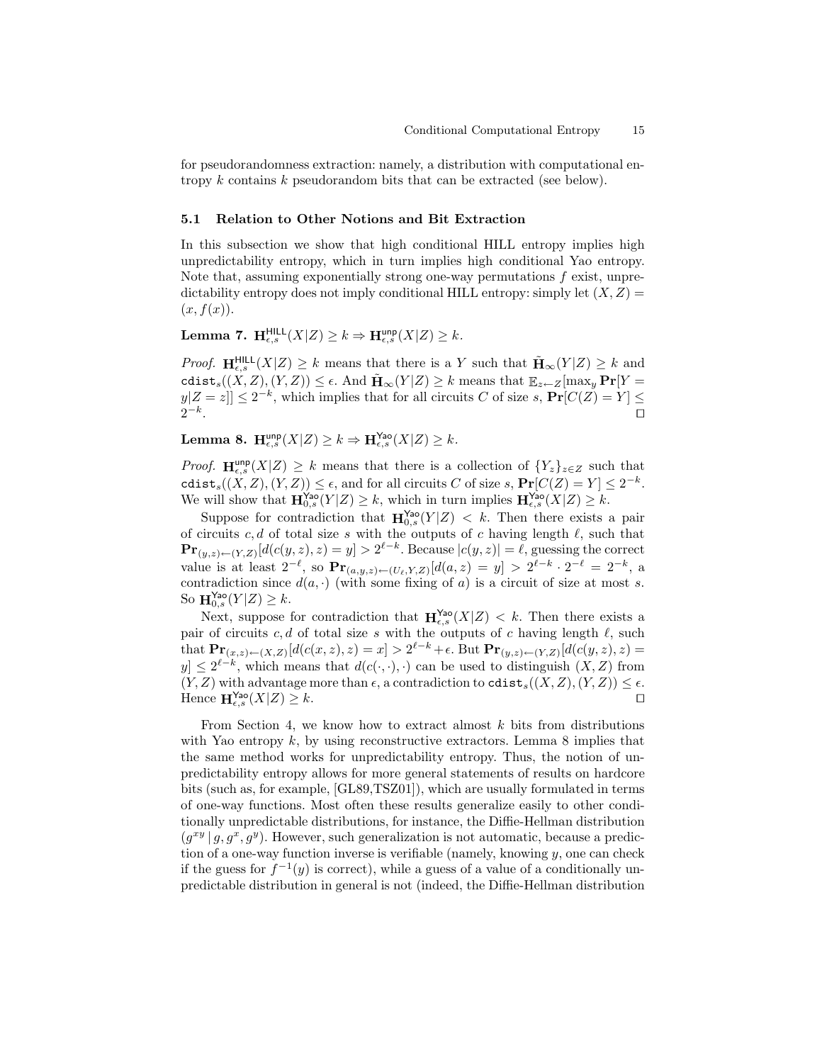for pseudorandomness extraction: namely, a distribution with computational entropy $k$ contains $k$ pseudorandom bits that can be extracted (see below).

### 5.1 Relation to Other Notions and Bit Extraction

In this subsection we show that high conditional HILL entropy implies high unpredictability entropy, which in turn implies high conditional Yao entropy. Note that, assuming exponentially strong one-way permutations $f$ exist, unpredictability entropy does not imply conditional HILL entropy: simply let $(X, Z) = (x, f(x))$.

**Lemma 7.** $\mathbf{H}^{\mathsf{HILL}}_{\epsilon,s}(X|Z) \geq k \Rightarrow \mathbf{H}^{\mathsf{unp}}_{\epsilon,s}(X|Z) \geq k$.

*Proof.* $\mathbf{H}^{\mathsf{HILL}}_{\epsilon,s}(X|Z) \geq k$ means that there is a $Y$ such that $\tilde{\mathbf{H}}_\infty(Y|Z) \geq k$ and $\mathtt{cdist}_s((X, Z), (Y, Z)) \leq \epsilon$. And $\tilde{\mathbf{H}}_\infty(Y|Z) \geq k$ means that $\mathbb{E}_{z \leftarrow Z}[\max_y \mathbf{Pr}[Y = y|Z = z]] \leq 2^{-k}$, which implies that for all circuits $C$ of size $s$, $\mathbf{Pr}[C(Z) = Y] \leq 2^{-k}$. ⊓⊔

**Lemma 8.** $\mathbf{H}^{\mathsf{unp}}_{\epsilon,s}(X|Z) \geq k \Rightarrow \mathbf{H}^{\mathsf{Yao}}_{\epsilon,s}(X|Z) \geq k$.

*Proof.* $\mathbf{H}^{\mathsf{unp}}_{\epsilon,s}(X|Z) \geq k$ means that there is a collection of $\{Y_z\}_{z \in Z}$ such that $\mathtt{cdist}_s((X, Z), (Y, Z)) \leq \epsilon$, and for all circuits $C$ of size $s$, $\mathbf{Pr}[C(Z) = Y] \leq 2^{-k}$. We will show that $\mathbf{H}^{\mathsf{Yao}}_{0,s}(Y|Z) \geq k$, which in turn implies $\mathbf{H}^{\mathsf{Yao}}_{\epsilon,s}(X|Z) \geq k$.

Suppose for contradiction that $\mathbf{H}^{\mathsf{Yao}}_{0,s}(Y|Z) < k$. Then there exists a pair of circuits $c, d$ of total size $s$ with the outputs of $c$ having length $\ell$, such that $\mathbf{Pr}_{(y,z) \leftarrow (Y,Z)}[d(c(y, z), z) = y] > 2^{\ell-k}$. Because $|c(y, z)| = \ell$, guessing the correct value is at least $2^{-\ell}$, so $\mathbf{Pr}_{(a,y,z) \leftarrow (U_\ell, Y, Z)}[d(a, z) = y] > 2^{\ell-k} \cdot 2^{-\ell} = 2^{-k}$, a contradiction since $d(a, \cdot)$ (with some fixing of $a$) is a circuit of size at most $s$. So $\mathbf{H}^{\mathsf{Yao}}_{0,s}(Y|Z) \geq k$.

Next, suppose for contradiction that $\mathbf{H}^{\mathsf{Yao}}_{\epsilon,s}(X|Z) < k$. Then there exists a pair of circuits $c, d$ of total size $s$ with the outputs of $c$ having length $\ell$, such that $\mathbf{Pr}_{(x,z) \leftarrow (X,Z)}[d(c(x, z), z) = x] > 2^{\ell-k} + \epsilon$. But $\mathbf{Pr}_{(y,z) \leftarrow (Y,Z)}[d(c(y, z), z) = y] \leq 2^{\ell-k}$, which means that $d(c(\cdot, \cdot), \cdot)$ can be used to distinguish $(X, Z)$ from $(Y, Z)$ with advantage more than $\epsilon$, a contradiction to $\mathtt{cdist}_s((X, Z), (Y, Z)) \leq \epsilon$. Hence $\mathbf{H}^{\mathsf{Yao}}_{\epsilon,s}(X|Z) \geq k$. ⊓⊔

From Section 4, we know how to extract almost $k$ bits from distributions with Yao entropy $k$, by using reconstructive extractors. Lemma 8 implies that the same method works for unpredictability entropy. Thus, the notion of unpredictability entropy allows for more general statements of results on hardcore bits (such as, for example, [GL89,TSZ01]), which are usually formulated in terms of one-way functions. Most often these results generalize easily to other conditionally unpredictable distributions, for instance, the Diffie-Hellman distribution $(g^{xy} \mid g, g^x, g^y)$. However, such generalization is not automatic, because a prediction of a one-way function inverse is verifiable (namely, knowing $y$, one can check if the guess for $f^{-1}(y)$ is correct), while a guess of a value of a conditionally unpredictable distribution in general is not (indeed, the Diffie-Hellman distribution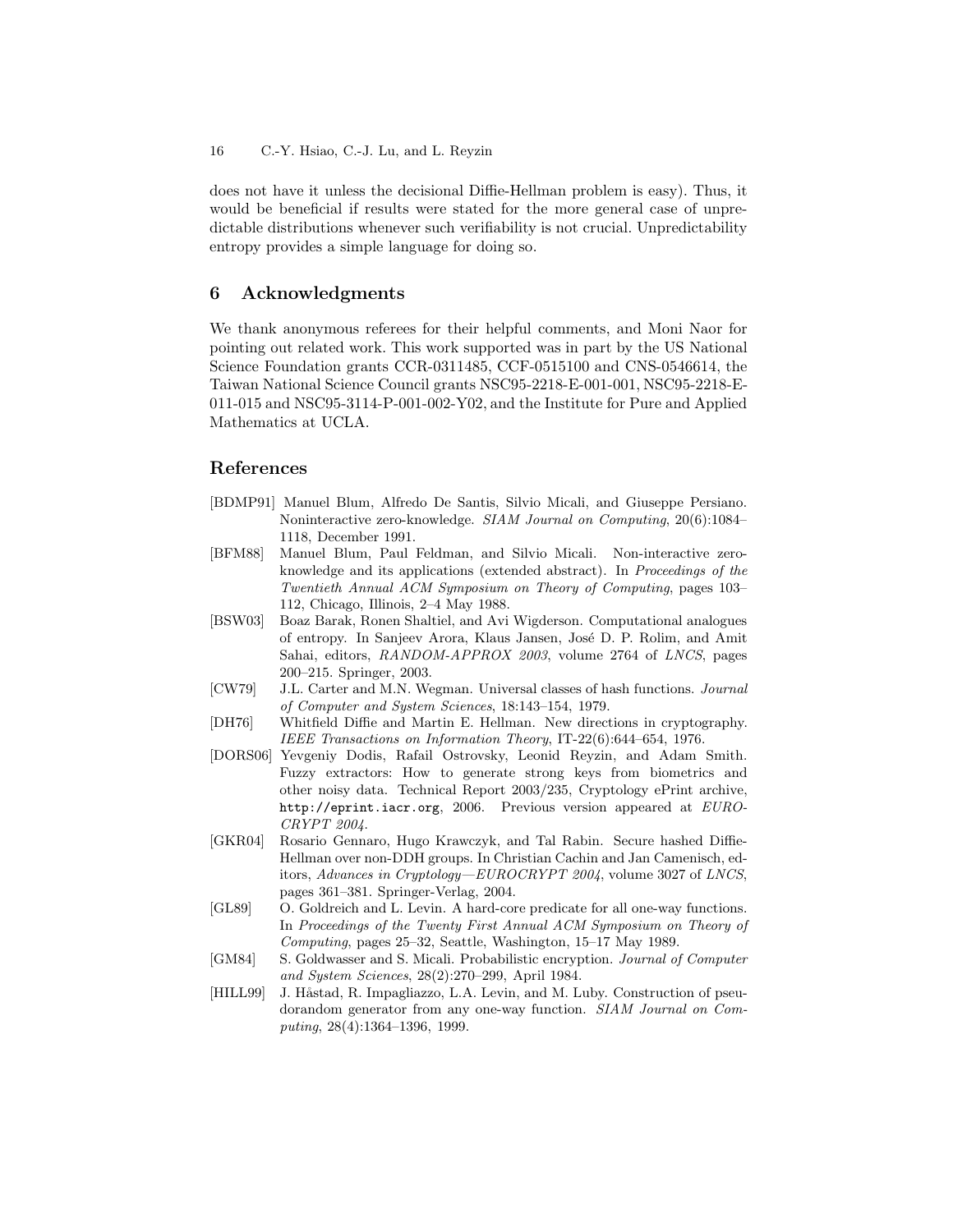does not have it unless the decisional Diffie-Hellman problem is easy). Thus, it would be beneficial if results were stated for the more general case of unpredictable distributions whenever such verifiability is not crucial. Unpredictability entropy provides a simple language for doing so.

## 6 Acknowledgments

We thank anonymous referees for their helpful comments, and Moni Naor for pointing out related work. This work supported was in part by the US National Science Foundation grants CCR-0311485, CCF-0515100 and CNS-0546614, the Taiwan National Science Council grants NSC95-2218-E-001-001, NSC95-2218-E-011-015 and NSC95-3114-P-001-002-Y02, and the Institute for Pure and Applied Mathematics at UCLA.

## References

[BDMP91] Manuel Blum, Alfredo De Santis, Silvio Micali, and Giuseppe Persiano. Noninteractive zero-knowledge. *SIAM Journal on Computing*, 20(6):1084–1118, December 1991.

[BFM88] Manuel Blum, Paul Feldman, and Silvio Micali. Non-interactive zero-knowledge and its applications (extended abstract). In *Proceedings of the Twentieth Annual ACM Symposium on Theory of Computing*, pages 103–112, Chicago, Illinois, 2–4 May 1988.

[BSW03] Boaz Barak, Ronen Shaltiel, and Avi Wigderson. Computational analogues of entropy. In Sanjeev Arora, Klaus Jansen, José D. P. Rolim, and Amit Sahai, editors, *RANDOM-APPROX 2003*, volume 2764 of *LNCS*, pages 200–215. Springer, 2003.

[CW79] J.L. Carter and M.N. Wegman. Universal classes of hash functions. *Journal of Computer and System Sciences*, 18:143–154, 1979.

[DH76] Whitfield Diffie and Martin E. Hellman. New directions in cryptography. *IEEE Transactions on Information Theory*, IT-22(6):644–654, 1976.

[DORS06] Yevgeniy Dodis, Rafail Ostrovsky, Leonid Reyzin, and Adam Smith. Fuzzy extractors: How to generate strong keys from biometrics and other noisy data. Technical Report 2003/235, Cryptology ePrint archive, `http://eprint.iacr.org`, 2006. Previous version appeared at *EUROCRYPT 2004*.

[GKR04] Rosario Gennaro, Hugo Krawczyk, and Tal Rabin. Secure hashed Diffie-Hellman over non-DDH groups. In Christian Cachin and Jan Camenisch, editors, *Advances in Cryptology—EUROCRYPT 2004*, volume 3027 of *LNCS*, pages 361–381. Springer-Verlag, 2004.

[GL89] O. Goldreich and L. Levin. A hard-core predicate for all one-way functions. In *Proceedings of the Twenty First Annual ACM Symposium on Theory of Computing*, pages 25–32, Seattle, Washington, 15–17 May 1989.

[GM84] S. Goldwasser and S. Micali. Probabilistic encryption. *Journal of Computer and System Sciences*, 28(2):270–299, April 1984.

[HILL99] J. Håstad, R. Impagliazzo, L.A. Levin, and M. Luby. Construction of pseudorandom generator from any one-way function. *SIAM Journal on Computing*, 28(4):1364–1396, 1999.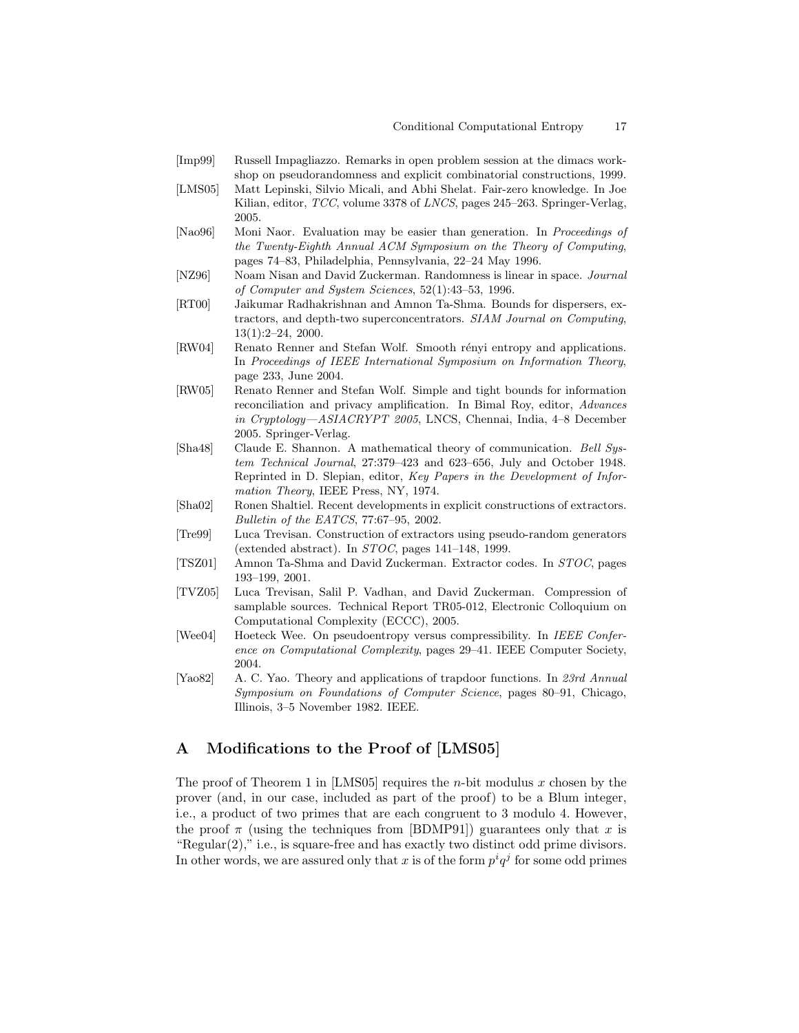[Imp99] Russell Impagliazzo. Remarks in open problem session at the dimacs workshop on pseudorandomness and explicit combinatorial constructions, 1999.

[LMS05] Matt Lepinski, Silvio Micali, and Abhi Shelat. Fair-zero knowledge. In Joe Kilian, editor, *TCC*, volume 3378 of *LNCS*, pages 245–263. Springer-Verlag, 2005.

[Nao96] Moni Naor. Evaluation may be easier than generation. In *Proceedings of the Twenty-Eighth Annual ACM Symposium on the Theory of Computing*, pages 74–83, Philadelphia, Pennsylvania, 22–24 May 1996.

[NZ96] Noam Nisan and David Zuckerman. Randomness is linear in space. *Journal of Computer and System Sciences*, 52(1):43–53, 1996.

[RT00] Jaikumar Radhakrishnan and Amnon Ta-Shma. Bounds for dispersers, extractors, and depth-two superconcentrators. *SIAM Journal on Computing*, 13(1):2–24, 2000.

[RW04] Renato Renner and Stefan Wolf. Smooth rényi entropy and applications. In *Proceedings of IEEE International Symposium on Information Theory*, page 233, June 2004.

[RW05] Renato Renner and Stefan Wolf. Simple and tight bounds for information reconciliation and privacy amplification. In Bimal Roy, editor, *Advances in Cryptology—ASIACRYPT 2005*, LNCS, Chennai, India, 4–8 December 2005. Springer-Verlag.

[Sha48] Claude E. Shannon. A mathematical theory of communication. *Bell System Technical Journal*, 27:379–423 and 623–656, July and October 1948. Reprinted in D. Slepian, editor, *Key Papers in the Development of Information Theory*, IEEE Press, NY, 1974.

[Sha02] Ronen Shaltiel. Recent developments in explicit constructions of extractors. *Bulletin of the EATCS*, 77:67–95, 2002.

[Tre99] Luca Trevisan. Construction of extractors using pseudo-random generators (extended abstract). In *STOC*, pages 141–148, 1999.

[TSZ01] Amnon Ta-Shma and David Zuckerman. Extractor codes. In *STOC*, pages 193–199, 2001.

[TVZ05] Luca Trevisan, Salil P. Vadhan, and David Zuckerman. Compression of samplable sources. Technical Report TR05-012, Electronic Colloquium on Computational Complexity (ECCC), 2005.

[Wee04] Hoeteck Wee. On pseudoentropy versus compressibility. In *IEEE Conference on Computational Complexity*, pages 29–41. IEEE Computer Society, 2004.

[Yao82] A. C. Yao. Theory and applications of trapdoor functions. In *23rd Annual Symposium on Foundations of Computer Science*, pages 80–91, Chicago, Illinois, 3–5 November 1982. IEEE.

## A Modifications to the Proof of [LMS05]

The proof of Theorem 1 in [LMS05] requires the $n$-bit modulus $x$ chosen by the prover (and, in our case, included as part of the proof) to be a Blum integer, i.e., a product of two primes that are each congruent to 3 modulo 4. However, the proof $\pi$ (using the techniques from [BDMP91]) guarantees only that $x$ is "Regular(2)," i.e., is square-free and has exactly two distinct odd prime divisors. In other words, we are assured only that $x$ is of the form $p^i q^j$ for some odd primes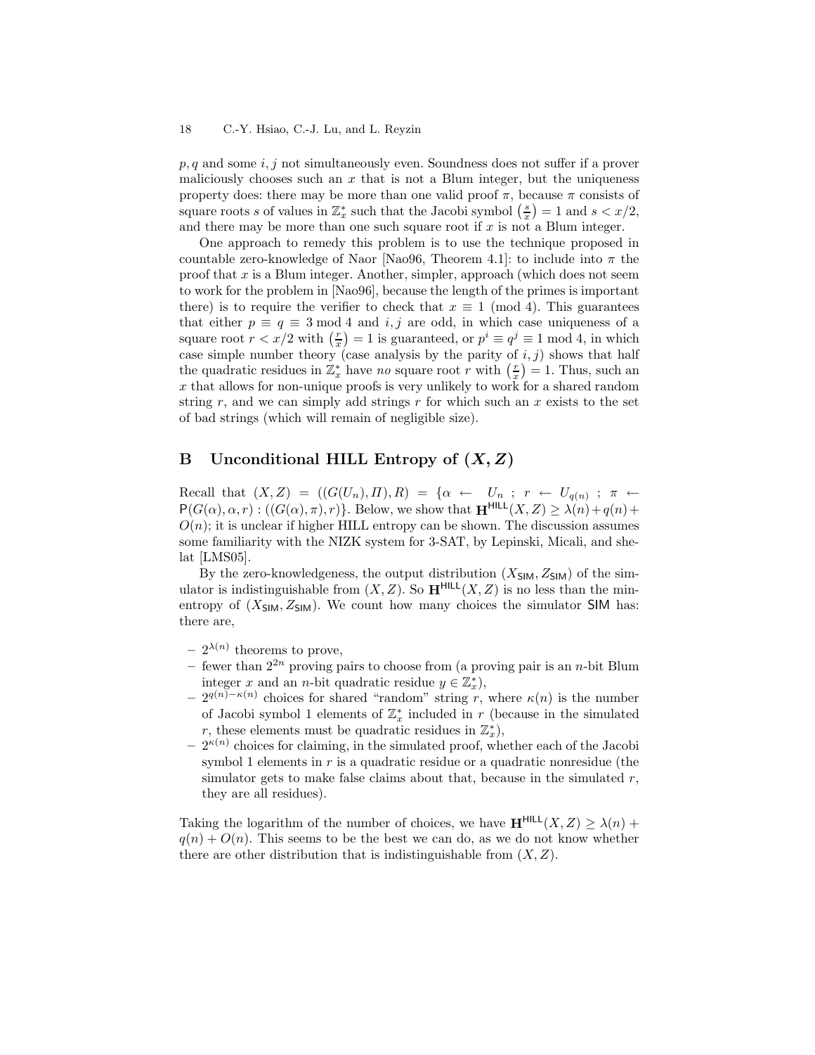$p, q$ and some $i, j$ not simultaneously even. Soundness does not suffer if a prover maliciously chooses such an $x$ that is not a Blum integer, but the uniqueness property does: there may be more than one valid proof $\pi$, because $\pi$ consists of square roots $s$ of values in $\mathbb{Z}_x^*$ such that the Jacobi symbol $\left(\frac{s}{x}\right) = 1$ and $s < x/2$, and there may be more than one such square root if $x$ is not a Blum integer.

One approach to remedy this problem is to use the technique proposed in countable zero-knowledge of Naor [Nao96, Theorem 4.1]: to include into $\pi$ the proof that $x$ is a Blum integer. Another, simpler, approach (which does not seem to work for the problem in [Nao96], because the length of the primes is important there) is to require the verifier to check that $x \equiv 1 \pmod 4$. This guarantees that either $p \equiv q \equiv 3 \bmod 4$ and $i, j$ are odd, in which case uniqueness of a square root $r < x/2$ with $\left(\frac{r}{x}\right) = 1$ is guaranteed, or $p^i \equiv q^j \equiv 1 \bmod 4$, in which case simple number theory (case analysis by the parity of $i, j$) shows that half the quadratic residues in $\mathbb{Z}_x^*$ have *no* square root $r$ with $\left(\frac{r}{x}\right) = 1$. Thus, such an $x$ that allows for non-unique proofs is very unlikely to work for a shared random string $r$, and we can simply add strings $r$ for which such an $x$ exists to the set of bad strings (which will remain of negligible size).

## B Unconditional HILL Entropy of $(X, Z)$

Recall that $(X, Z) = ((G(U_n), \Pi), R) = \{\alpha \leftarrow U_n \;;\; r \leftarrow U_{q(n)} \;;\; \pi \leftarrow \mathsf{P}(G(\alpha), \alpha, r) : ((G(\alpha), \pi), r)\}$. Below, we show that $\mathbf{H}^{\mathsf{HILL}}(X, Z) \geq \lambda(n) + q(n) + O(n)$; it is unclear if higher HILL entropy can be shown. The discussion assumes some familiarity with the NIZK system for 3-SAT, by Lepinski, Micali, and shelat [LMS05].

By the zero-knowledgeness, the output distribution $(X_{\mathsf{SIM}}, Z_{\mathsf{SIM}})$ of the simulator is indistinguishable from $(X, Z)$. So $\mathbf{H}^{\mathsf{HILL}}(X, Z)$ is no less than the min-entropy of $(X_{\mathsf{SIM}}, Z_{\mathsf{SIM}})$. We count how many choices the simulator $\mathsf{SIM}$ has: there are,

- $2^{\lambda(n)}$ theorems to prove,
- fewer than $2^{2n}$ proving pairs to choose from (a proving pair is an $n$-bit Blum integer $x$ and an $n$-bit quadratic residue $y \in \mathbb{Z}_x^*$),
- $2^{q(n)-\kappa(n)}$ choices for shared "random" string $r$, where $\kappa(n)$ is the number of Jacobi symbol 1 elements of $\mathbb{Z}_x^*$ included in $r$ (because in the simulated $r$, these elements must be quadratic residues in $\mathbb{Z}_x^*$),
- $2^{\kappa(n)}$ choices for claiming, in the simulated proof, whether each of the Jacobi symbol 1 elements in $r$ is a quadratic residue or a quadratic nonresidue (the simulator gets to make false claims about that, because in the simulated $r$, they are all residues).

Taking the logarithm of the number of choices, we have $\mathbf{H}^{\mathsf{HILL}}(X, Z) \geq \lambda(n) + q(n) + O(n)$. This seems to be the best we can do, as we do not know whether there are other distribution that is indistinguishable from $(X, Z)$.